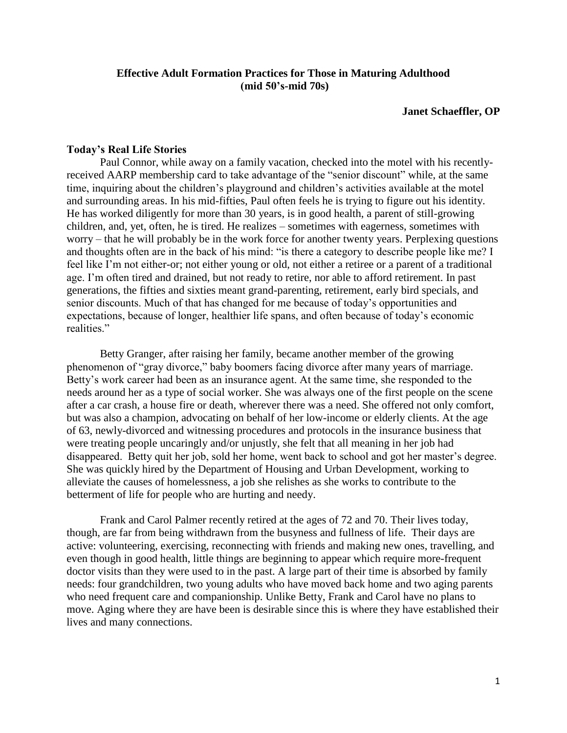**Effective Adult Formation Practices for Those in Maturing Adulthood (mid 50's-mid 70s)**

**Janet Schaeffler, OP**

### Today's Real Life Stories

Paul Connor, while away on a family vacation, checked into the motel with his recently-received AARP membership card to take advantage of the "senior discount" while, at the same time, inquiring about the children's playground and children's activities available at the motel and surrounding areas. In his mid-fifties, Paul often feels he is trying to figure out his identity. He has worked diligently for more than 30 years, is in good health, a parent of still-growing children, and, yet, often, he is tired. He realizes – sometimes with eagerness, sometimes with worry – that he will probably be in the work force for another twenty years. Perplexing questions and thoughts often are in the back of his mind: "is there a category to describe people like me? I feel like I'm not either-or; not either young or old, not either a retiree or a parent of a traditional age. I'm often tired and drained, but not ready to retire, nor able to afford retirement. In past generations, the fifties and sixties meant grand-parenting, retirement, early bird specials, and senior discounts. Much of that has changed for me because of today's opportunities and expectations, because of longer, healthier life spans, and often because of today's economic realities."

Betty Granger, after raising her family, became another member of the growing phenomenon of "gray divorce," baby boomers facing divorce after many years of marriage. Betty's work career had been as an insurance agent. At the same time, she responded to the needs around her as a type of social worker. She was always one of the first people on the scene after a car crash, a house fire or death, wherever there was a need. She offered not only comfort, but was also a champion, advocating on behalf of her low-income or elderly clients. At the age of 63, newly-divorced and witnessing procedures and protocols in the insurance business that were treating people uncaringly and/or unjustly, she felt that all meaning in her job had disappeared. Betty quit her job, sold her home, went back to school and got her master's degree. She was quickly hired by the Department of Housing and Urban Development, working to alleviate the causes of homelessness, a job she relishes as she works to contribute to the betterment of life for people who are hurting and needy.

Frank and Carol Palmer recently retired at the ages of 72 and 70. Their lives today, though, are far from being withdrawn from the busyness and fullness of life. Their days are active: volunteering, exercising, reconnecting with friends and making new ones, travelling, and even though in good health, little things are beginning to appear which require more-frequent doctor visits than they were used to in the past. A large part of their time is absorbed by family needs: four grandchildren, two young adults who have moved back home and two aging parents who need frequent care and companionship. Unlike Betty, Frank and Carol have no plans to move. Aging where they are have been is desirable since this is where they have established their lives and many connections.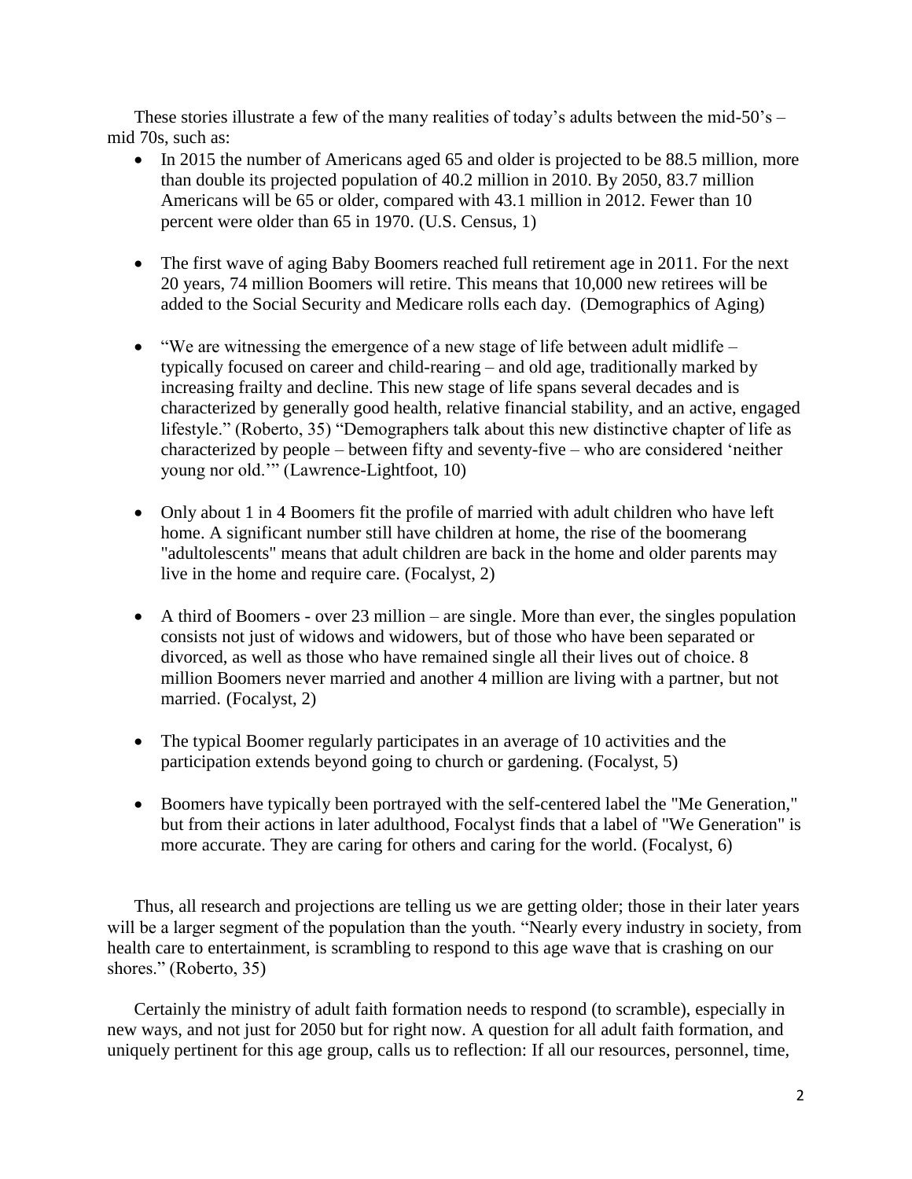These stories illustrate a few of the many realities of today's adults between the mid-50's – mid 70s, such as:

- In 2015 the number of Americans aged 65 and older is projected to be 88.5 million, more than double its projected population of 40.2 million in 2010. By 2050, 83.7 million Americans will be 65 or older, compared with 43.1 million in 2012. Fewer than 10 percent were older than 65 in 1970. (U.S. Census, 1)

- The first wave of aging Baby Boomers reached full retirement age in 2011. For the next 20 years, 74 million Boomers will retire. This means that 10,000 new retirees will be added to the Social Security and Medicare rolls each day. (Demographics of Aging)

- "We are witnessing the emergence of a new stage of life between adult midlife – typically focused on career and child-rearing – and old age, traditionally marked by increasing frailty and decline. This new stage of life spans several decades and is characterized by generally good health, relative financial stability, and an active, engaged lifestyle." (Roberto, 35) "Demographers talk about this new distinctive chapter of life as characterized by people – between fifty and seventy-five – who are considered 'neither young nor old.'" (Lawrence-Lightfoot, 10)

- Only about 1 in 4 Boomers fit the profile of married with adult children who have left home. A significant number still have children at home, the rise of the boomerang "adultolescents" means that adult children are back in the home and older parents may live in the home and require care. (Focalyst, 2)

- A third of Boomers - over 23 million – are single. More than ever, the singles population consists not just of widows and widowers, but of those who have been separated or divorced, as well as those who have remained single all their lives out of choice. 8 million Boomers never married and another 4 million are living with a partner, but not married. (Focalyst, 2)

- The typical Boomer regularly participates in an average of 10 activities and the participation extends beyond going to church or gardening. (Focalyst, 5)

- Boomers have typically been portrayed with the self-centered label the "Me Generation," but from their actions in later adulthood, Focalyst finds that a label of "We Generation" is more accurate. They are caring for others and caring for the world. (Focalyst, 6)

Thus, all research and projections are telling us we are getting older; those in their later years will be a larger segment of the population than the youth. "Nearly every industry in society, from health care to entertainment, is scrambling to respond to this age wave that is crashing on our shores." (Roberto, 35)

Certainly the ministry of adult faith formation needs to respond (to scramble), especially in new ways, and not just for 2050 but for right now. A question for all adult faith formation, and uniquely pertinent for this age group, calls us to reflection: If all our resources, personnel, time,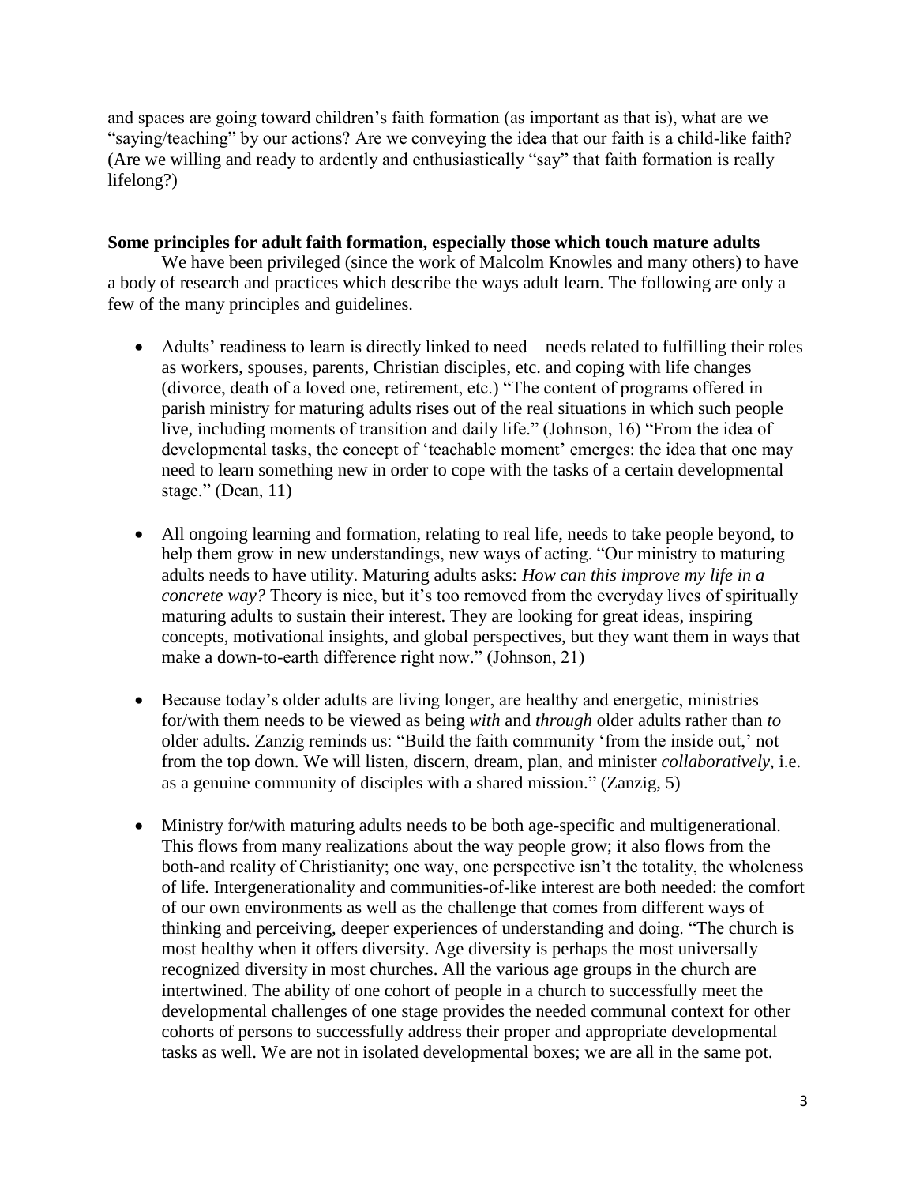and spaces are going toward children's faith formation (as important as that is), what are we "saying/teaching" by our actions? Are we conveying the idea that our faith is a child-like faith? (Are we willing and ready to ardently and enthusiastically "say" that faith formation is really lifelong?)

**Some principles for adult faith formation, especially those which touch mature adults**

We have been privileged (since the work of Malcolm Knowles and many others) to have a body of research and practices which describe the ways adult learn. The following are only a few of the many principles and guidelines.

- Adults' readiness to learn is directly linked to need – needs related to fulfilling their roles as workers, spouses, parents, Christian disciples, etc. and coping with life changes (divorce, death of a loved one, retirement, etc.) "The content of programs offered in parish ministry for maturing adults rises out of the real situations in which such people live, including moments of transition and daily life." (Johnson, 16) "From the idea of developmental tasks, the concept of 'teachable moment' emerges: the idea that one may need to learn something new in order to cope with the tasks of a certain developmental stage." (Dean, 11)

- All ongoing learning and formation, relating to real life, needs to take people beyond, to help them grow in new understandings, new ways of acting. "Our ministry to maturing adults needs to have utility. Maturing adults asks: *How can this improve my life in a concrete way?* Theory is nice, but it's too removed from the everyday lives of spiritually maturing adults to sustain their interest. They are looking for great ideas, inspiring concepts, motivational insights, and global perspectives, but they want them in ways that make a down-to-earth difference right now." (Johnson, 21)

- Because today's older adults are living longer, are healthy and energetic, ministries for/with them needs to be viewed as being *with* and *through* older adults rather than *to* older adults. Zanzig reminds us: "Build the faith community 'from the inside out,' not from the top down. We will listen, discern, dream, plan, and minister *collaboratively,* i.e. as a genuine community of disciples with a shared mission." (Zanzig, 5)

- Ministry for/with maturing adults needs to be both age-specific and multigenerational. This flows from many realizations about the way people grow; it also flows from the both-and reality of Christianity; one way, one perspective isn't the totality, the wholeness of life. Intergenerationality and communities-of-like interest are both needed: the comfort of our own environments as well as the challenge that comes from different ways of thinking and perceiving, deeper experiences of understanding and doing. "The church is most healthy when it offers diversity. Age diversity is perhaps the most universally recognized diversity in most churches. All the various age groups in the church are intertwined. The ability of one cohort of people in a church to successfully meet the developmental challenges of one stage provides the needed communal context for other cohorts of persons to successfully address their proper and appropriate developmental tasks as well. We are not in isolated developmental boxes; we are all in the same pot.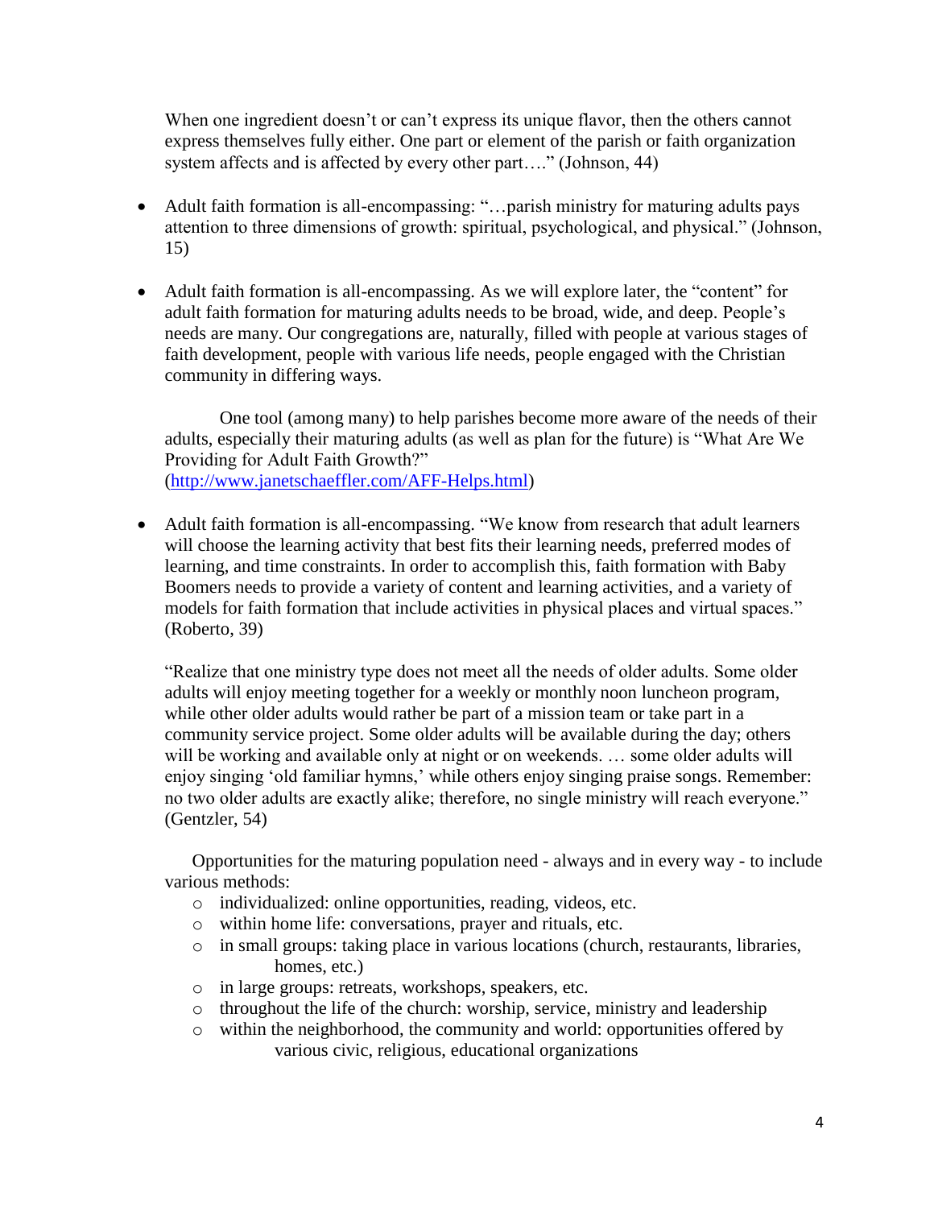When one ingredient doesn't or can't express its unique flavor, then the others cannot express themselves fully either. One part or element of the parish or faith organization system affects and is affected by every other part…." (Johnson, 44)

- Adult faith formation is all-encompassing: "…parish ministry for maturing adults pays attention to three dimensions of growth: spiritual, psychological, and physical." (Johnson, 15)

- Adult faith formation is all-encompassing. As we will explore later, the "content" for adult faith formation for maturing adults needs to be broad, wide, and deep. People's needs are many. Our congregations are, naturally, filled with people at various stages of faith development, people with various life needs, people engaged with the Christian community in differing ways.

  One tool (among many) to help parishes become more aware of the needs of their adults, especially their maturing adults (as well as plan for the future) is "What Are We Providing for Adult Faith Growth?" (http://www.janetschaeffler.com/AFF-Helps.html)

- Adult faith formation is all-encompassing. "We know from research that adult learners will choose the learning activity that best fits their learning needs, preferred modes of learning, and time constraints. In order to accomplish this, faith formation with Baby Boomers needs to provide a variety of content and learning activities, and a variety of models for faith formation that include activities in physical places and virtual spaces." (Roberto, 39)

  "Realize that one ministry type does not meet all the needs of older adults. Some older adults will enjoy meeting together for a weekly or monthly noon luncheon program, while other older adults would rather be part of a mission team or take part in a community service project. Some older adults will be available during the day; others will be working and available only at night or on weekends. … some older adults will enjoy singing 'old familiar hymns,' while others enjoy singing praise songs. Remember: no two older adults are exactly alike; therefore, no single ministry will reach everyone." (Gentzler, 54)

  Opportunities for the maturing population need - always and in every way - to include various methods:
  - individualized: online opportunities, reading, videos, etc.
  - within home life: conversations, prayer and rituals, etc.
  - in small groups: taking place in various locations (church, restaurants, libraries, homes, etc.)
  - in large groups: retreats, workshops, speakers, etc.
  - throughout the life of the church: worship, service, ministry and leadership
  - within the neighborhood, the community and world: opportunities offered by various civic, religious, educational organizations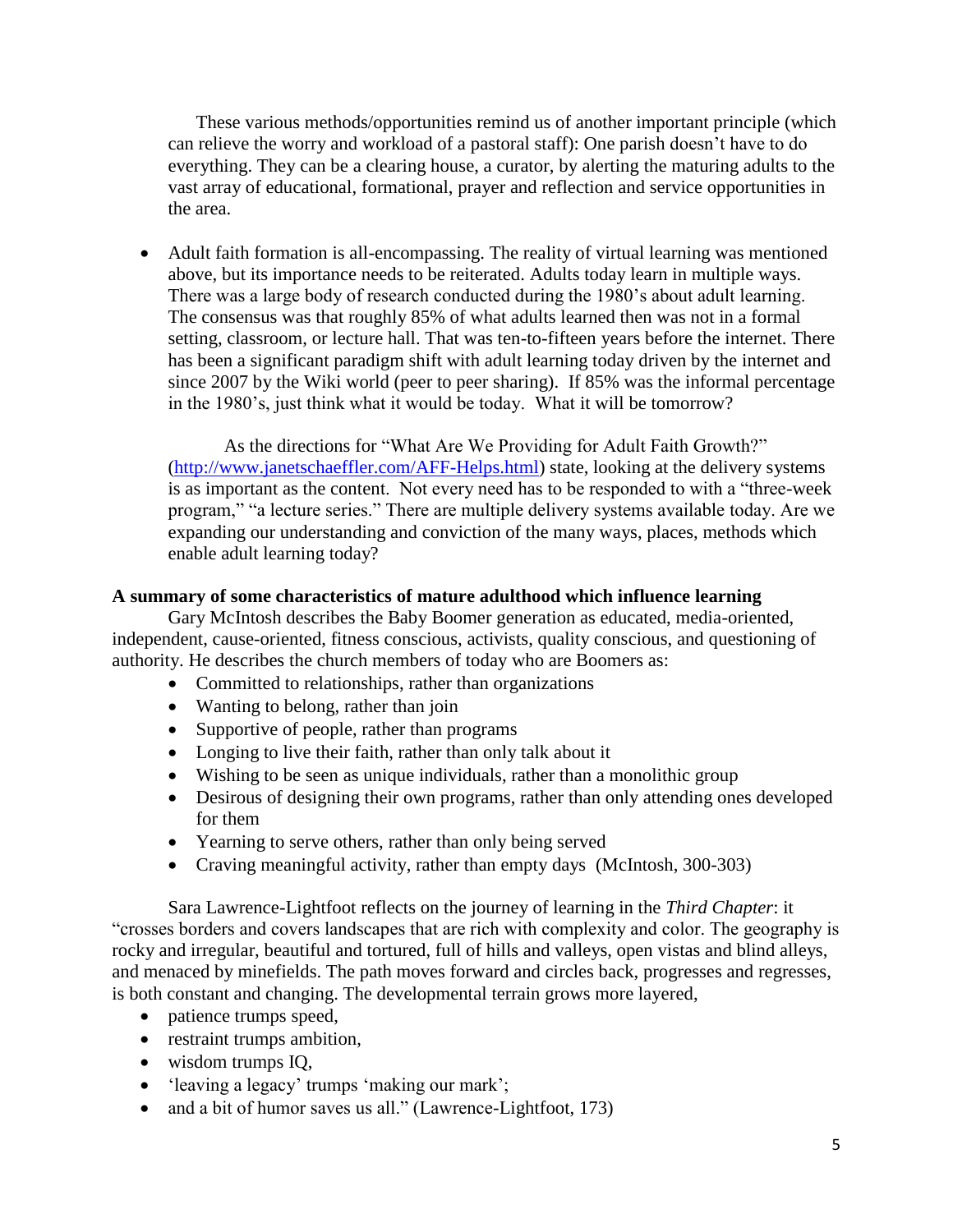These various methods/opportunities remind us of another important principle (which can relieve the worry and workload of a pastoral staff): One parish doesn't have to do everything. They can be a clearing house, a curator, by alerting the maturing adults to the vast array of educational, formational, prayer and reflection and service opportunities in the area.

- Adult faith formation is all-encompassing. The reality of virtual learning was mentioned above, but its importance needs to be reiterated. Adults today learn in multiple ways. There was a large body of research conducted during the 1980's about adult learning. The consensus was that roughly 85% of what adults learned then was not in a formal setting, classroom, or lecture hall. That was ten-to-fifteen years before the internet. There has been a significant paradigm shift with adult learning today driven by the internet and since 2007 by the Wiki world (peer to peer sharing). If 85% was the informal percentage in the 1980's, just think what it would be today. What it will be tomorrow?

  As the directions for "What Are We Providing for Adult Faith Growth?" ([http://www.janetschaeffler.com/AFF-Helps.html](http://www.janetschaeffler.com/AFF-Helps.html)) state, looking at the delivery systems is as important as the content. Not every need has to be responded to with a "three-week program," "a lecture series." There are multiple delivery systems available today. Are we expanding our understanding and conviction of the many ways, places, methods which enable adult learning today?

**A summary of some characteristics of mature adulthood which influence learning**

Gary McIntosh describes the Baby Boomer generation as educated, media-oriented, independent, cause-oriented, fitness conscious, activists, quality conscious, and questioning of authority. He describes the church members of today who are Boomers as:

- Committed to relationships, rather than organizations
- Wanting to belong, rather than join
- Supportive of people, rather than programs
- Longing to live their faith, rather than only talk about it
- Wishing to be seen as unique individuals, rather than a monolithic group
- Desirous of designing their own programs, rather than only attending ones developed for them
- Yearning to serve others, rather than only being served
- Craving meaningful activity, rather than empty days (McIntosh, 300-303)

Sara Lawrence-Lightfoot reflects on the journey of learning in the *Third Chapter*: it "crosses borders and covers landscapes that are rich with complexity and color. The geography is rocky and irregular, beautiful and tortured, full of hills and valleys, open vistas and blind alleys, and menaced by minefields. The path moves forward and circles back, progresses and regresses, is both constant and changing. The developmental terrain grows more layered,

- patience trumps speed,
- restraint trumps ambition,
- wisdom trumps IQ,
- 'leaving a legacy' trumps 'making our mark';
- and a bit of humor saves us all." (Lawrence-Lightfoot, 173)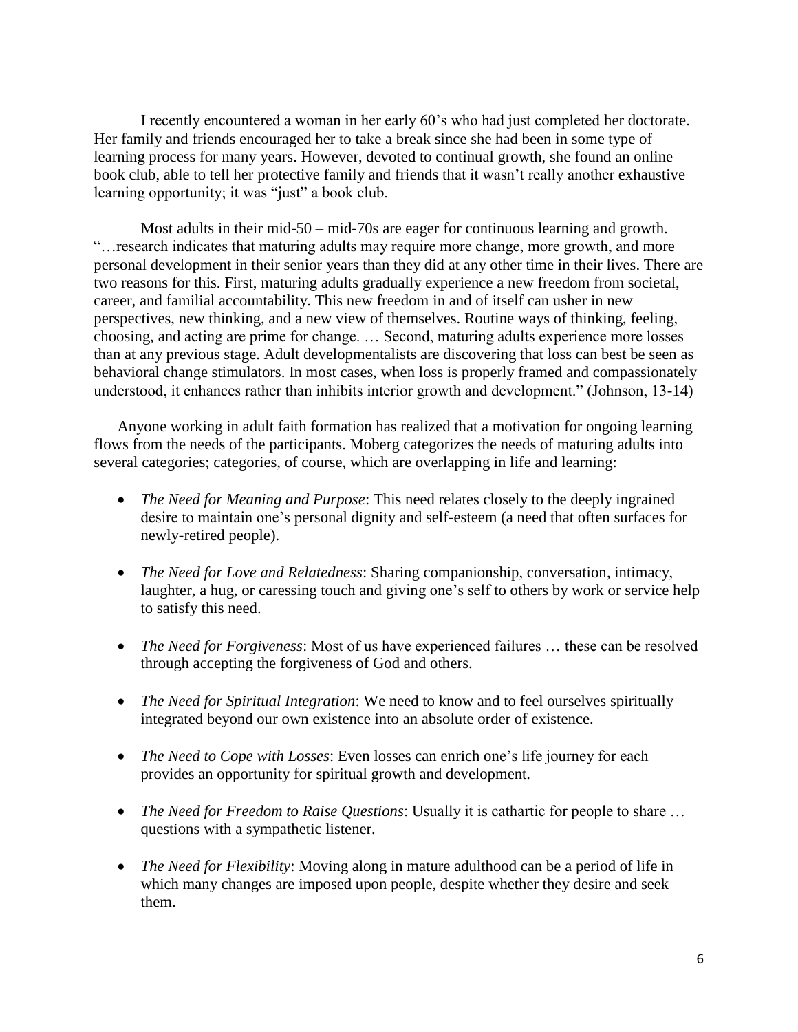I recently encountered a woman in her early 60's who had just completed her doctorate. Her family and friends encouraged her to take a break since she had been in some type of learning process for many years. However, devoted to continual growth, she found an online book club, able to tell her protective family and friends that it wasn't really another exhaustive learning opportunity; it was "just" a book club.

Most adults in their mid-50 – mid-70s are eager for continuous learning and growth. "…research indicates that maturing adults may require more change, more growth, and more personal development in their senior years than they did at any other time in their lives. There are two reasons for this. First, maturing adults gradually experience a new freedom from societal, career, and familial accountability. This new freedom in and of itself can usher in new perspectives, new thinking, and a new view of themselves. Routine ways of thinking, feeling, choosing, and acting are prime for change. … Second, maturing adults experience more losses than at any previous stage. Adult developmentalists are discovering that loss can best be seen as behavioral change stimulators. In most cases, when loss is properly framed and compassionately understood, it enhances rather than inhibits interior growth and development." (Johnson, 13-14)

Anyone working in adult faith formation has realized that a motivation for ongoing learning flows from the needs of the participants. Moberg categorizes the needs of maturing adults into several categories; categories, of course, which are overlapping in life and learning:

- *The Need for Meaning and Purpose*: This need relates closely to the deeply ingrained desire to maintain one's personal dignity and self-esteem (a need that often surfaces for newly-retired people).
- *The Need for Love and Relatedness*: Sharing companionship, conversation, intimacy, laughter, a hug, or caressing touch and giving one's self to others by work or service help to satisfy this need.
- *The Need for Forgiveness*: Most of us have experienced failures … these can be resolved through accepting the forgiveness of God and others.
- *The Need for Spiritual Integration*: We need to know and to feel ourselves spiritually integrated beyond our own existence into an absolute order of existence.
- *The Need to Cope with Losses*: Even losses can enrich one's life journey for each provides an opportunity for spiritual growth and development.
- *The Need for Freedom to Raise Questions*: Usually it is cathartic for people to share … questions with a sympathetic listener.
- *The Need for Flexibility*: Moving along in mature adulthood can be a period of life in which many changes are imposed upon people, despite whether they desire and seek them.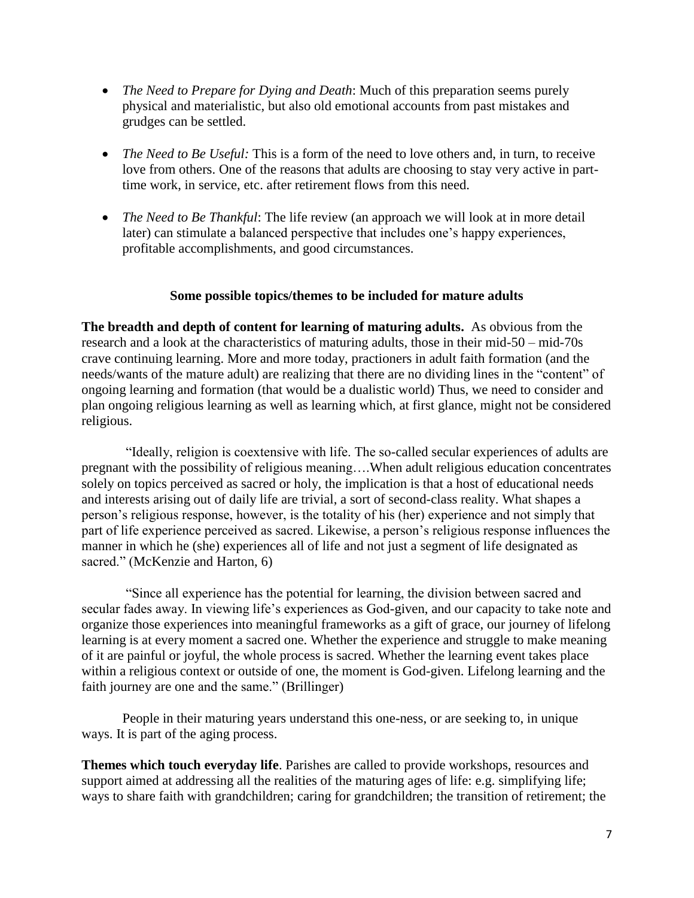- *The Need to Prepare for Dying and Death*: Much of this preparation seems purely physical and materialistic, but also old emotional accounts from past mistakes and grudges can be settled.

- *The Need to Be Useful:* This is a form of the need to love others and, in turn, to receive love from others. One of the reasons that adults are choosing to stay very active in part-time work, in service, etc. after retirement flows from this need.

- *The Need to Be Thankful*: The life review (an approach we will look at in more detail later) can stimulate a balanced perspective that includes one's happy experiences, profitable accomplishments, and good circumstances.

**Some possible topics/themes to be included for mature adults**

**The breadth and depth of content for learning of maturing adults.** As obvious from the research and a look at the characteristics of maturing adults, those in their mid-50 – mid-70s crave continuing learning. More and more today, practioners in adult faith formation (and the needs/wants of the mature adult) are realizing that there are no dividing lines in the "content" of ongoing learning and formation (that would be a dualistic world) Thus, we need to consider and plan ongoing religious learning as well as learning which, at first glance, might not be considered religious.

"Ideally, religion is coextensive with life. The so-called secular experiences of adults are pregnant with the possibility of religious meaning….When adult religious education concentrates solely on topics perceived as sacred or holy, the implication is that a host of educational needs and interests arising out of daily life are trivial, a sort of second-class reality. What shapes a person's religious response, however, is the totality of his (her) experience and not simply that part of life experience perceived as sacred. Likewise, a person's religious response influences the manner in which he (she) experiences all of life and not just a segment of life designated as sacred." (McKenzie and Harton, 6)

"Since all experience has the potential for learning, the division between sacred and secular fades away. In viewing life's experiences as God-given, and our capacity to take note and organize those experiences into meaningful frameworks as a gift of grace, our journey of lifelong learning is at every moment a sacred one. Whether the experience and struggle to make meaning of it are painful or joyful, the whole process is sacred. Whether the learning event takes place within a religious context or outside of one, the moment is God-given. Lifelong learning and the faith journey are one and the same." (Brillinger)

People in their maturing years understand this one-ness, or are seeking to, in unique ways. It is part of the aging process.

**Themes which touch everyday life**. Parishes are called to provide workshops, resources and support aimed at addressing all the realities of the maturing ages of life: e.g. simplifying life; ways to share faith with grandchildren; caring for grandchildren; the transition of retirement; the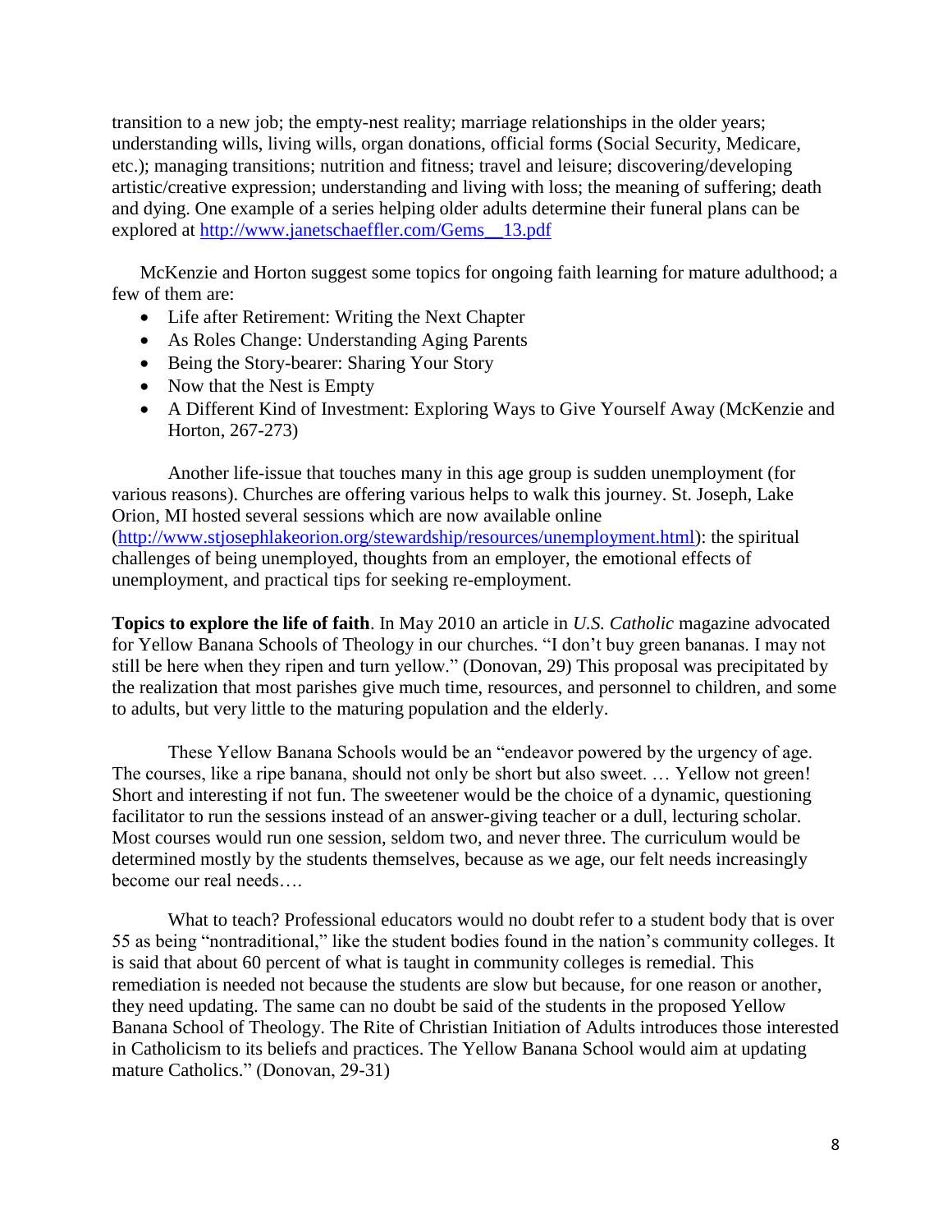transition to a new job; the empty-nest reality; marriage relationships in the older years; understanding wills, living wills, organ donations, official forms (Social Security, Medicare, etc.); managing transitions; nutrition and fitness; travel and leisure; discovering/developing artistic/creative expression; understanding and living with loss; the meaning of suffering; death and dying. One example of a series helping older adults determine their funeral plans can be explored at [http://www.janetschaeffler.com/Gems__13.pdf](http://www.janetschaeffler.com/Gems__13.pdf)

McKenzie and Horton suggest some topics for ongoing faith learning for mature adulthood; a few of them are:

- Life after Retirement: Writing the Next Chapter
- As Roles Change: Understanding Aging Parents
- Being the Story-bearer: Sharing Your Story
- Now that the Nest is Empty
- A Different Kind of Investment: Exploring Ways to Give Yourself Away (McKenzie and Horton, 267-273)

Another life-issue that touches many in this age group is sudden unemployment (for various reasons). Churches are offering various helps to walk this journey. St. Joseph, Lake Orion, MI hosted several sessions which are now available online ([http://www.stjosephlakeorion.org/stewardship/resources/unemployment.html](http://www.stjosephlakeorion.org/stewardship/resources/unemployment.html)): the spiritual challenges of being unemployed, thoughts from an employer, the emotional effects of unemployment, and practical tips for seeking re-employment.

**Topics to explore the life of faith**. In May 2010 an article in *U.S. Catholic* magazine advocated for Yellow Banana Schools of Theology in our churches. "I don't buy green bananas. I may not still be here when they ripen and turn yellow." (Donovan, 29) This proposal was precipitated by the realization that most parishes give much time, resources, and personnel to children, and some to adults, but very little to the maturing population and the elderly.

These Yellow Banana Schools would be an "endeavor powered by the urgency of age. The courses, like a ripe banana, should not only be short but also sweet. … Yellow not green! Short and interesting if not fun. The sweetener would be the choice of a dynamic, questioning facilitator to run the sessions instead of an answer-giving teacher or a dull, lecturing scholar. Most courses would run one session, seldom two, and never three. The curriculum would be determined mostly by the students themselves, because as we age, our felt needs increasingly become our real needs….

What to teach? Professional educators would no doubt refer to a student body that is over 55 as being "nontraditional," like the student bodies found in the nation's community colleges. It is said that about 60 percent of what is taught in community colleges is remedial. This remediation is needed not because the students are slow but because, for one reason or another, they need updating. The same can no doubt be said of the students in the proposed Yellow Banana School of Theology. The Rite of Christian Initiation of Adults introduces those interested in Catholicism to its beliefs and practices. The Yellow Banana School would aim at updating mature Catholics." (Donovan, 29-31)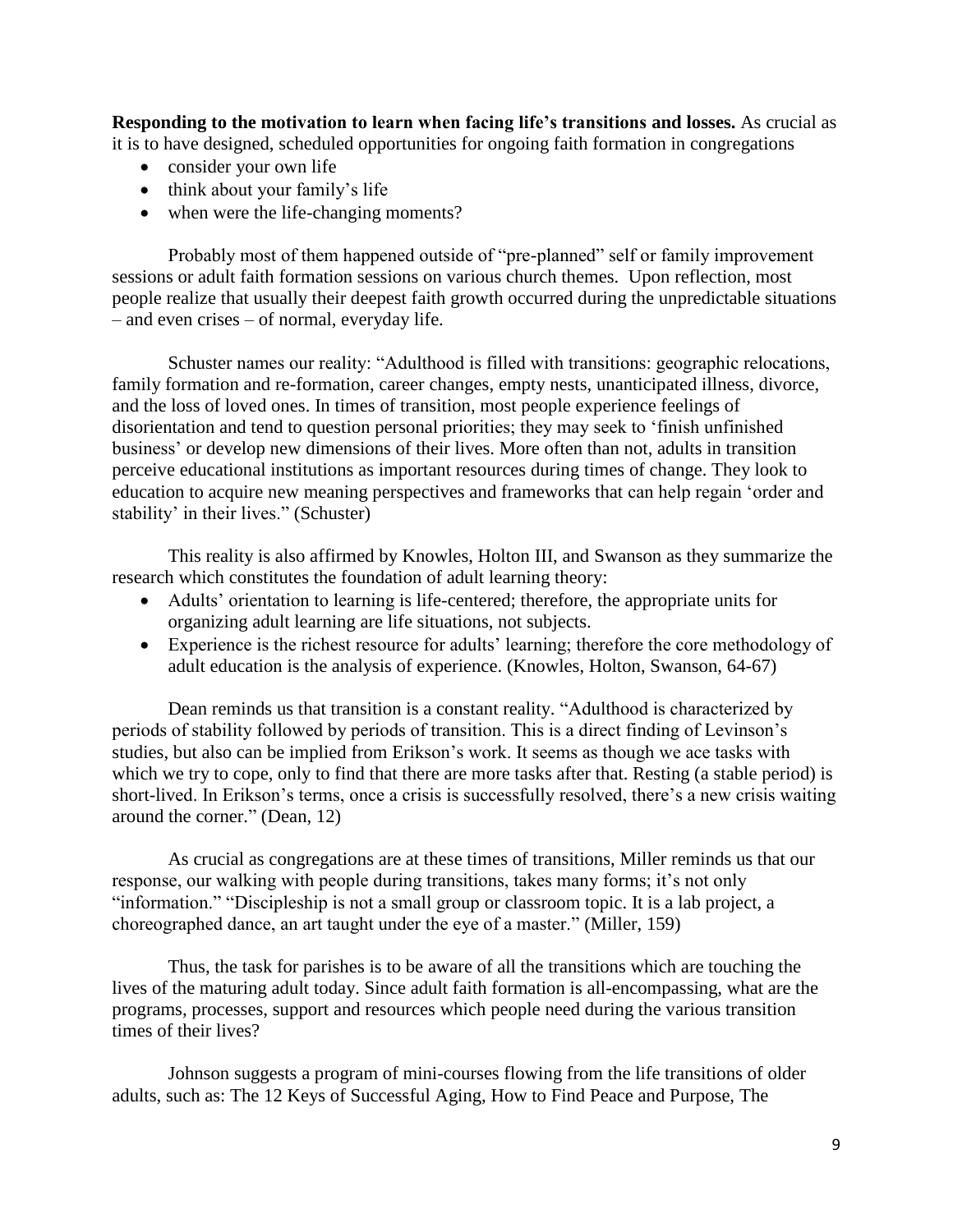**Responding to the motivation to learn when facing life's transitions and losses.** As crucial as it is to have designed, scheduled opportunities for ongoing faith formation in congregations

- consider your own life
- think about your family's life
- when were the life-changing moments?

Probably most of them happened outside of "pre-planned" self or family improvement sessions or adult faith formation sessions on various church themes. Upon reflection, most people realize that usually their deepest faith growth occurred during the unpredictable situations – and even crises – of normal, everyday life.

Schuster names our reality: "Adulthood is filled with transitions: geographic relocations, family formation and re-formation, career changes, empty nests, unanticipated illness, divorce, and the loss of loved ones. In times of transition, most people experience feelings of disorientation and tend to question personal priorities; they may seek to 'finish unfinished business' or develop new dimensions of their lives. More often than not, adults in transition perceive educational institutions as important resources during times of change. They look to education to acquire new meaning perspectives and frameworks that can help regain 'order and stability' in their lives." (Schuster)

This reality is also affirmed by Knowles, Holton III, and Swanson as they summarize the research which constitutes the foundation of adult learning theory:

- Adults' orientation to learning is life-centered; therefore, the appropriate units for organizing adult learning are life situations, not subjects.
- Experience is the richest resource for adults' learning; therefore the core methodology of adult education is the analysis of experience. (Knowles, Holton, Swanson, 64-67)

Dean reminds us that transition is a constant reality. "Adulthood is characterized by periods of stability followed by periods of transition. This is a direct finding of Levinson's studies, but also can be implied from Erikson's work. It seems as though we ace tasks with which we try to cope, only to find that there are more tasks after that. Resting (a stable period) is short-lived. In Erikson's terms, once a crisis is successfully resolved, there's a new crisis waiting around the corner." (Dean, 12)

As crucial as congregations are at these times of transitions, Miller reminds us that our response, our walking with people during transitions, takes many forms; it's not only "information." "Discipleship is not a small group or classroom topic. It is a lab project, a choreographed dance, an art taught under the eye of a master." (Miller, 159)

Thus, the task for parishes is to be aware of all the transitions which are touching the lives of the maturing adult today. Since adult faith formation is all-encompassing, what are the programs, processes, support and resources which people need during the various transition times of their lives?

Johnson suggests a program of mini-courses flowing from the life transitions of older adults, such as: The 12 Keys of Successful Aging, How to Find Peace and Purpose, The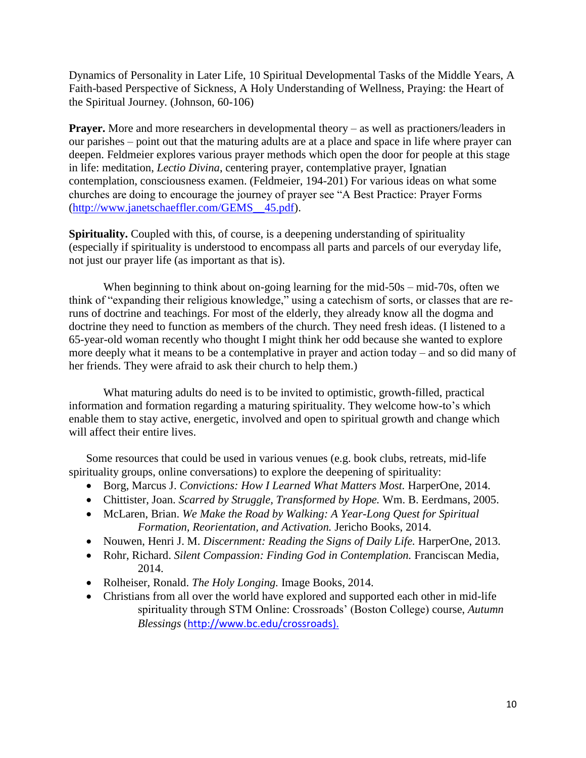Dynamics of Personality in Later Life, 10 Spiritual Developmental Tasks of the Middle Years, A Faith-based Perspective of Sickness, A Holy Understanding of Wellness, Praying: the Heart of the Spiritual Journey. (Johnson, 60-106)

**Prayer.** More and more researchers in developmental theory – as well as practioners/leaders in our parishes – point out that the maturing adults are at a place and space in life where prayer can deepen. Feldmeier explores various prayer methods which open the door for people at this stage in life: meditation, *Lectio Divina*, centering prayer, contemplative prayer, Ignatian contemplation, consciousness examen. (Feldmeier, 194-201) For various ideas on what some churches are doing to encourage the journey of prayer see "A Best Practice: Prayer Forms (http://www.janetschaeffler.com/GEMS__45.pdf).

**Spirituality.** Coupled with this, of course, is a deepening understanding of spirituality (especially if spirituality is understood to encompass all parts and parcels of our everyday life, not just our prayer life (as important as that is).

When beginning to think about on-going learning for the mid-50s – mid-70s, often we think of "expanding their religious knowledge," using a catechism of sorts, or classes that are re-runs of doctrine and teachings. For most of the elderly, they already know all the dogma and doctrine they need to function as members of the church. They need fresh ideas. (I listened to a 65-year-old woman recently who thought I might think her odd because she wanted to explore more deeply what it means to be a contemplative in prayer and action today – and so did many of her friends. They were afraid to ask their church to help them.)

What maturing adults do need is to be invited to optimistic, growth-filled, practical information and formation regarding a maturing spirituality. They welcome how-to's which enable them to stay active, energetic, involved and open to spiritual growth and change which will affect their entire lives.

Some resources that could be used in various venues (e.g. book clubs, retreats, mid-life spirituality groups, online conversations) to explore the deepening of spirituality:

- Borg, Marcus J. *Convictions: How I Learned What Matters Most.* HarperOne, 2014.
- Chittister, Joan. *Scarred by Struggle, Transformed by Hope.* Wm. B. Eerdmans, 2005.
- McLaren, Brian. *We Make the Road by Walking: A Year-Long Quest for Spiritual Formation, Reorientation, and Activation.* Jericho Books, 2014.
- Nouwen, Henri J. M. *Discernment: Reading the Signs of Daily Life.* HarperOne, 2013.
- Rohr, Richard. *Silent Compassion: Finding God in Contemplation.* Franciscan Media, 2014.
- Rolheiser, Ronald. *The Holy Longing.* Image Books, 2014.
- Christians from all over the world have explored and supported each other in mid-life spirituality through STM Online: Crossroads' (Boston College) course, *Autumn Blessings* (http://www.bc.edu/crossroads).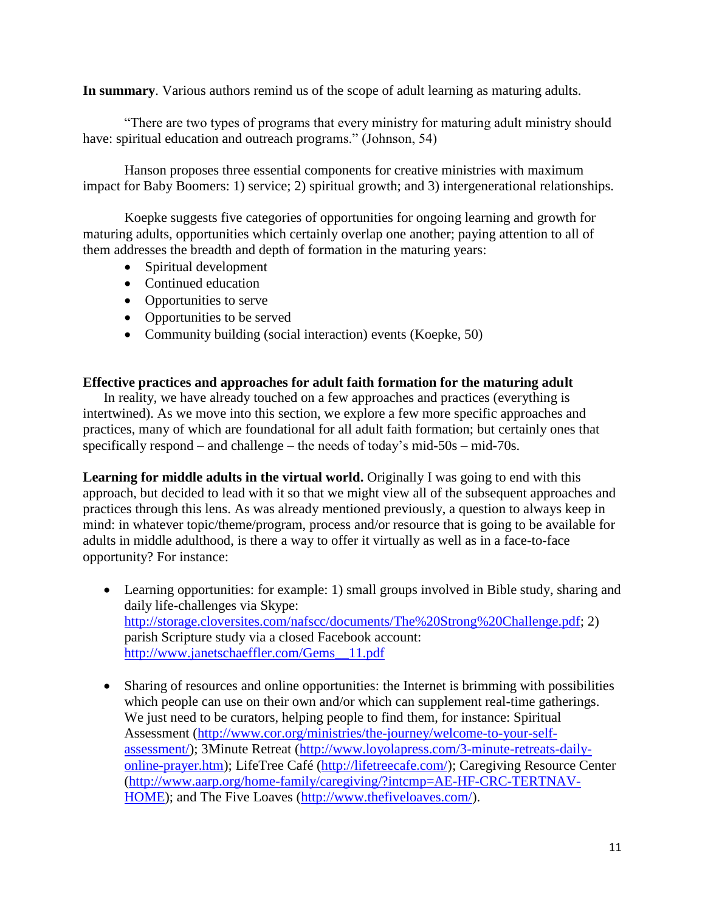**In summary**. Various authors remind us of the scope of adult learning as maturing adults.

"There are two types of programs that every ministry for maturing adult ministry should have: spiritual education and outreach programs." (Johnson, 54)

Hanson proposes three essential components for creative ministries with maximum impact for Baby Boomers: 1) service; 2) spiritual growth; and 3) intergenerational relationships.

Koepke suggests five categories of opportunities for ongoing learning and growth for maturing adults, opportunities which certainly overlap one another; paying attention to all of them addresses the breadth and depth of formation in the maturing years:

- Spiritual development
- Continued education
- Opportunities to serve
- Opportunities to be served
- Community building (social interaction) events (Koepke, 50)

**Effective practices and approaches for adult faith formation for the maturing adult**

In reality, we have already touched on a few approaches and practices (everything is intertwined). As we move into this section, we explore a few more specific approaches and practices, many of which are foundational for all adult faith formation; but certainly ones that specifically respond – and challenge – the needs of today's mid-50s – mid-70s.

**Learning for middle adults in the virtual world.** Originally I was going to end with this approach, but decided to lead with it so that we might view all of the subsequent approaches and practices through this lens. As was already mentioned previously, a question to always keep in mind: in whatever topic/theme/program, process and/or resource that is going to be available for adults in middle adulthood, is there a way to offer it virtually as well as in a face-to-face opportunity? For instance:

- Learning opportunities: for example: 1) small groups involved in Bible study, sharing and daily life-challenges via Skype: http://storage.cloversites.com/nafscc/documents/The%20Strong%20Challenge.pdf; 2) parish Scripture study via a closed Facebook account: http://www.janetschaeffler.com/Gems__11.pdf

- Sharing of resources and online opportunities: the Internet is brimming with possibilities which people can use on their own and/or which can supplement real-time gatherings. We just need to be curators, helping people to find them, for instance: Spiritual Assessment (http://www.cor.org/ministries/the-journey/welcome-to-your-self-assessment/); 3Minute Retreat (http://www.loyolapress.com/3-minute-retreats-daily-online-prayer.htm); LifeTree Café (http://lifetreecafe.com/); Caregiving Resource Center (http://www.aarp.org/home-family/caregiving/?intcmp=AE-HF-CRC-TERTNAV-HOME); and The Five Loaves (http://www.thefiveloaves.com/).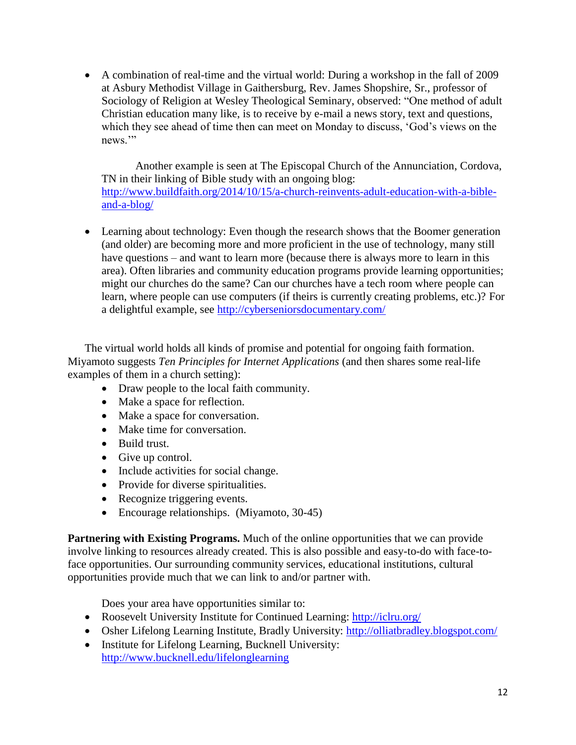- A combination of real-time and the virtual world: During a workshop in the fall of 2009 at Asbury Methodist Village in Gaithersburg, Rev. James Shopshire, Sr., professor of Sociology of Religion at Wesley Theological Seminary, observed: "One method of adult Christian education many like, is to receive by e-mail a news story, text and questions, which they see ahead of time then can meet on Monday to discuss, 'God's views on the news.'"

  Another example is seen at The Episcopal Church of the Annunciation, Cordova, TN in their linking of Bible study with an ongoing blog: [http://www.buildfaith.org/2014/10/15/a-church-reinvents-adult-education-with-a-bible-and-a-blog/](http://www.buildfaith.org/2014/10/15/a-church-reinvents-adult-education-with-a-bible-and-a-blog/)

- Learning about technology: Even though the research shows that the Boomer generation (and older) are becoming more and more proficient in the use of technology, many still have questions – and want to learn more (because there is always more to learn in this area). Often libraries and community education programs provide learning opportunities; might our churches do the same? Can our churches have a tech room where people can learn, where people can use computers (if theirs is currently creating problems, etc.)? For a delightful example, see [http://cyberseniorsdocumentary.com/](http://cyberseniorsdocumentary.com/)

The virtual world holds all kinds of promise and potential for ongoing faith formation. Miyamoto suggests *Ten Principles for Internet Applications* (and then shares some real-life examples of them in a church setting):

- Draw people to the local faith community.
- Make a space for reflection.
- Make a space for conversation.
- Make time for conversation.
- Build trust.
- Give up control.
- Include activities for social change.
- Provide for diverse spiritualities.
- Recognize triggering events.
- Encourage relationships. (Miyamoto, 30-45)

**Partnering with Existing Programs.** Much of the online opportunities that we can provide involve linking to resources already created. This is also possible and easy-to-do with face-to-face opportunities. Our surrounding community services, educational institutions, cultural opportunities provide much that we can link to and/or partner with.

Does your area have opportunities similar to:

- Roosevelt University Institute for Continued Learning: [http://iclru.org/](http://iclru.org/)
- Osher Lifelong Learning Institute, Bradly University: [http://olliatbradley.blogspot.com/](http://olliatbradley.blogspot.com/)
- Institute for Lifelong Learning, Bucknell University: [http://www.bucknell.edu/lifelonglearning](http://www.bucknell.edu/lifelonglearning)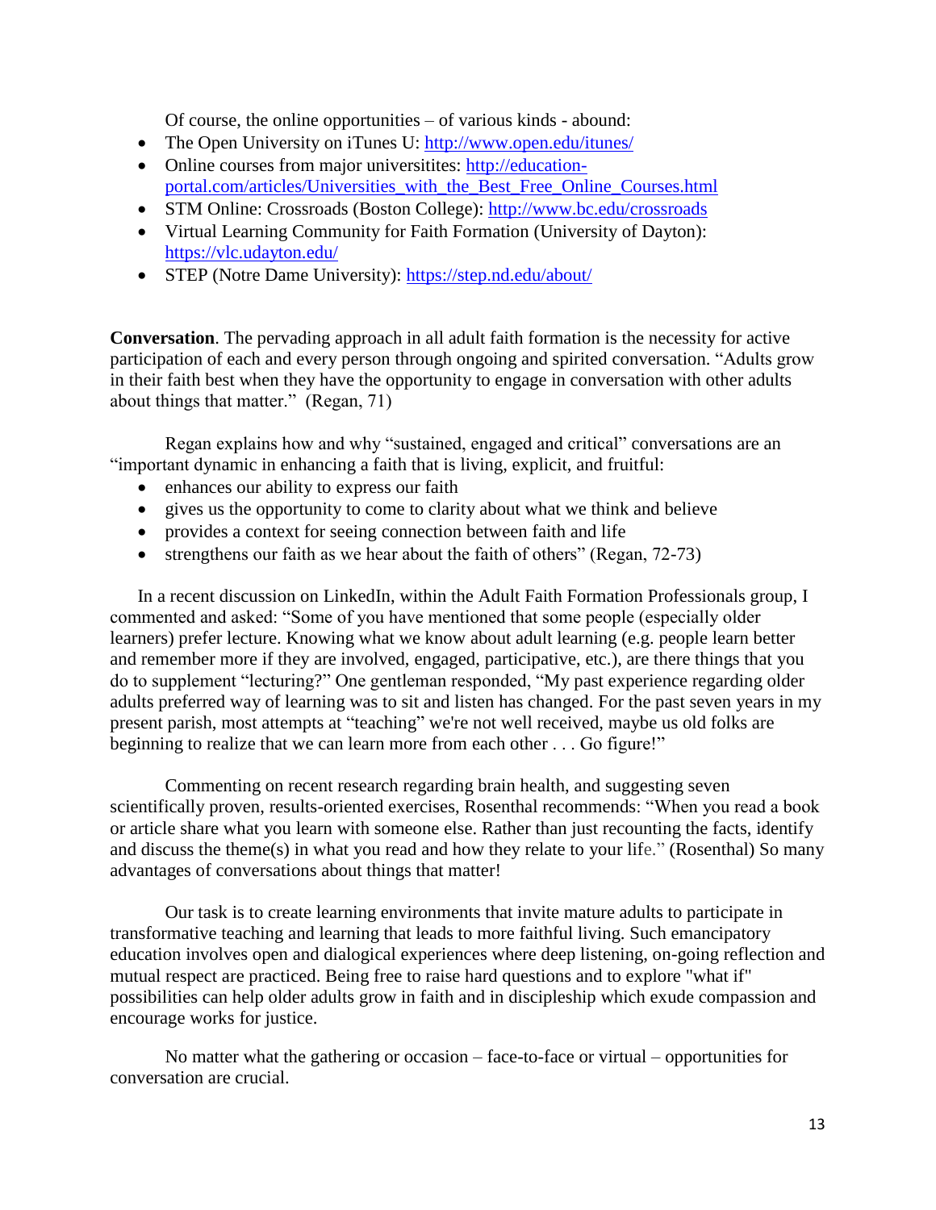Of course, the online opportunities – of various kinds - abound:

- The Open University on iTunes U: http://www.open.edu/itunes/
- Online courses from major universitites: http://education-portal.com/articles/Universities_with_the_Best_Free_Online_Courses.html
- STM Online: Crossroads (Boston College): http://www.bc.edu/crossroads
- Virtual Learning Community for Faith Formation (University of Dayton): https://vlc.udayton.edu/
- STEP (Notre Dame University): https://step.nd.edu/about/

**Conversation**. The pervading approach in all adult faith formation is the necessity for active participation of each and every person through ongoing and spirited conversation. "Adults grow in their faith best when they have the opportunity to engage in conversation with other adults about things that matter." (Regan, 71)

Regan explains how and why "sustained, engaged and critical" conversations are an "important dynamic in enhancing a faith that is living, explicit, and fruitful:

- enhances our ability to express our faith
- gives us the opportunity to come to clarity about what we think and believe
- provides a context for seeing connection between faith and life
- strengthens our faith as we hear about the faith of others" (Regan, 72-73)

In a recent discussion on LinkedIn, within the Adult Faith Formation Professionals group, I commented and asked: "Some of you have mentioned that some people (especially older learners) prefer lecture. Knowing what we know about adult learning (e.g. people learn better and remember more if they are involved, engaged, participative, etc.), are there things that you do to supplement "lecturing?" One gentleman responded, "My past experience regarding older adults preferred way of learning was to sit and listen has changed. For the past seven years in my present parish, most attempts at "teaching" we're not well received, maybe us old folks are beginning to realize that we can learn more from each other . . . Go figure!"

Commenting on recent research regarding brain health, and suggesting seven scientifically proven, results-oriented exercises, Rosenthal recommends: "When you read a book or article share what you learn with someone else. Rather than just recounting the facts, identify and discuss the theme(s) in what you read and how they relate to your life." (Rosenthal) So many advantages of conversations about things that matter!

Our task is to create learning environments that invite mature adults to participate in transformative teaching and learning that leads to more faithful living. Such emancipatory education involves open and dialogical experiences where deep listening, on-going reflection and mutual respect are practiced. Being free to raise hard questions and to explore "what if" possibilities can help older adults grow in faith and in discipleship which exude compassion and encourage works for justice.

No matter what the gathering or occasion – face-to-face or virtual – opportunities for conversation are crucial.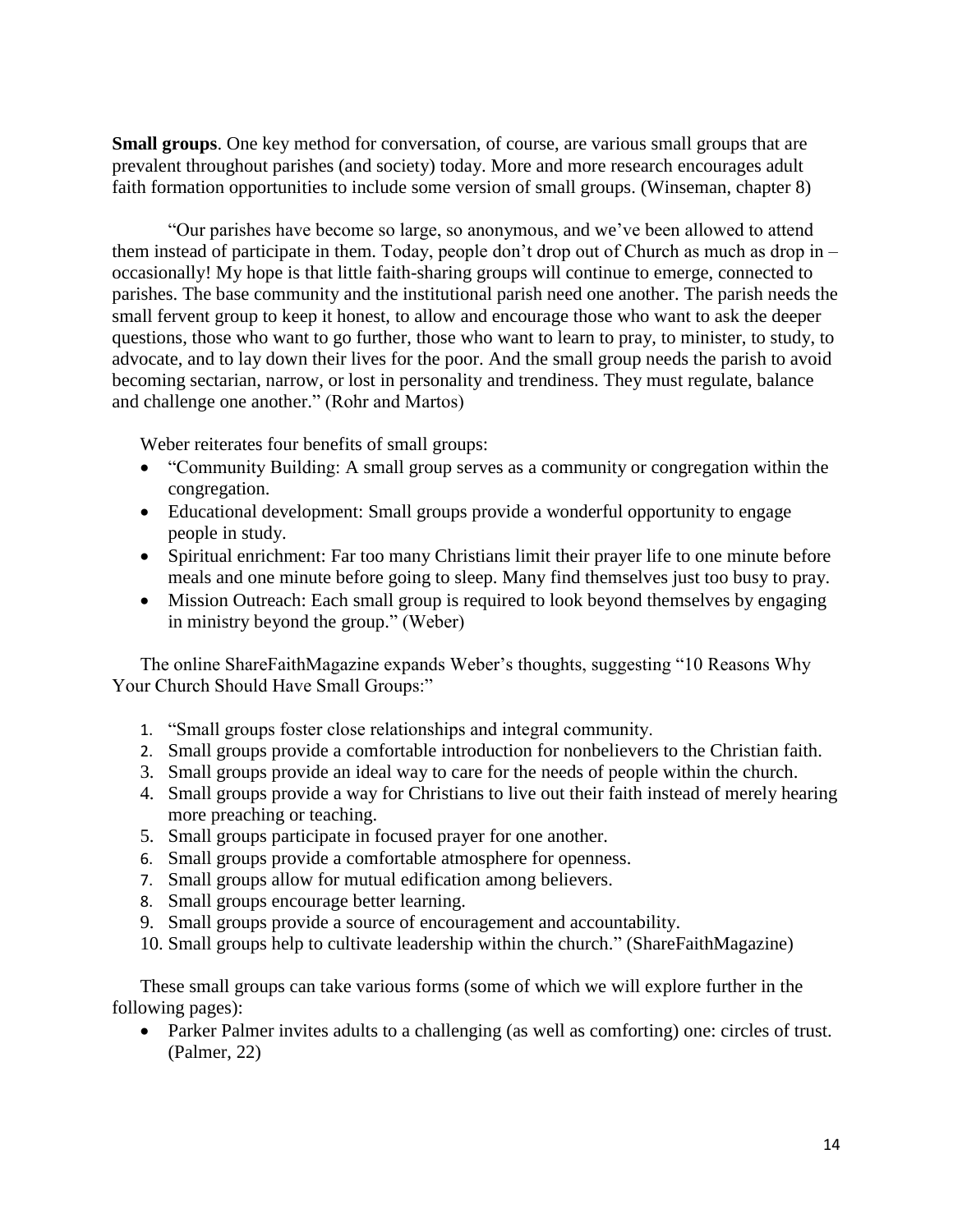**Small groups**. One key method for conversation, of course, are various small groups that are prevalent throughout parishes (and society) today. More and more research encourages adult faith formation opportunities to include some version of small groups. (Winseman, chapter 8)

"Our parishes have become so large, so anonymous, and we've been allowed to attend them instead of participate in them. Today, people don't drop out of Church as much as drop in – occasionally! My hope is that little faith-sharing groups will continue to emerge, connected to parishes. The base community and the institutional parish need one another. The parish needs the small fervent group to keep it honest, to allow and encourage those who want to ask the deeper questions, those who want to go further, those who want to learn to pray, to minister, to study, to advocate, and to lay down their lives for the poor. And the small group needs the parish to avoid becoming sectarian, narrow, or lost in personality and trendiness. They must regulate, balance and challenge one another." (Rohr and Martos)

Weber reiterates four benefits of small groups:

- "Community Building: A small group serves as a community or congregation within the congregation.
- Educational development: Small groups provide a wonderful opportunity to engage people in study.
- Spiritual enrichment: Far too many Christians limit their prayer life to one minute before meals and one minute before going to sleep. Many find themselves just too busy to pray.
- Mission Outreach: Each small group is required to look beyond themselves by engaging in ministry beyond the group." (Weber)

The online ShareFaithMagazine expands Weber's thoughts, suggesting "10 Reasons Why Your Church Should Have Small Groups:"

1. "Small groups foster close relationships and integral community.
2. Small groups provide a comfortable introduction for nonbelievers to the Christian faith.
3. Small groups provide an ideal way to care for the needs of people within the church.
4. Small groups provide a way for Christians to live out their faith instead of merely hearing more preaching or teaching.
5. Small groups participate in focused prayer for one another.
6. Small groups provide a comfortable atmosphere for openness.
7. Small groups allow for mutual edification among believers.
8. Small groups encourage better learning.
9. Small groups provide a source of encouragement and accountability.
10. Small groups help to cultivate leadership within the church." (ShareFaithMagazine)

These small groups can take various forms (some of which we will explore further in the following pages):

- Parker Palmer invites adults to a challenging (as well as comforting) one: circles of trust. (Palmer, 22)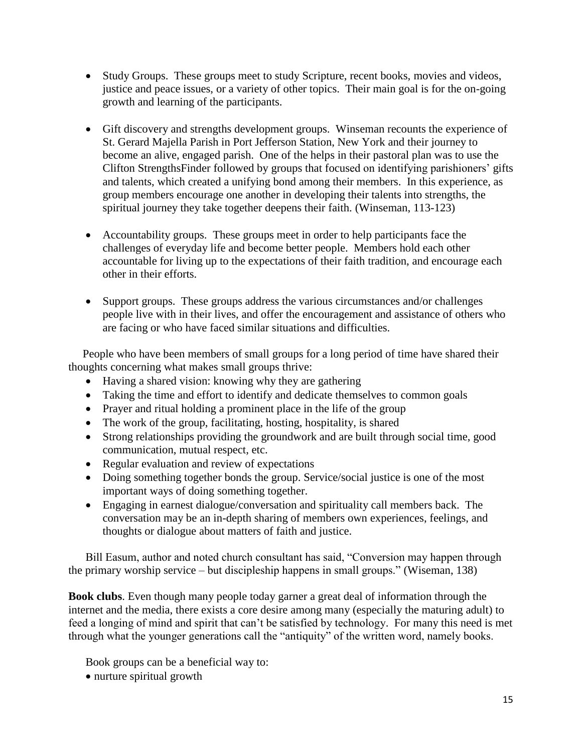- Study Groups. These groups meet to study Scripture, recent books, movies and videos, justice and peace issues, or a variety of other topics. Their main goal is for the on-going growth and learning of the participants.

- Gift discovery and strengths development groups. Winseman recounts the experience of St. Gerard Majella Parish in Port Jefferson Station, New York and their journey to become an alive, engaged parish. One of the helps in their pastoral plan was to use the Clifton StrengthsFinder followed by groups that focused on identifying parishioners' gifts and talents, which created a unifying bond among their members. In this experience, as group members encourage one another in developing their talents into strengths, the spiritual journey they take together deepens their faith. (Winseman, 113-123)

- Accountability groups. These groups meet in order to help participants face the challenges of everyday life and become better people. Members hold each other accountable for living up to the expectations of their faith tradition, and encourage each other in their efforts.

- Support groups. These groups address the various circumstances and/or challenges people live with in their lives, and offer the encouragement and assistance of others who are facing or who have faced similar situations and difficulties.

People who have been members of small groups for a long period of time have shared their thoughts concerning what makes small groups thrive:

- Having a shared vision: knowing why they are gathering
- Taking the time and effort to identify and dedicate themselves to common goals
- Prayer and ritual holding a prominent place in the life of the group
- The work of the group, facilitating, hosting, hospitality, is shared
- Strong relationships providing the groundwork and are built through social time, good communication, mutual respect, etc.
- Regular evaluation and review of expectations
- Doing something together bonds the group. Service/social justice is one of the most important ways of doing something together.
- Engaging in earnest dialogue/conversation and spirituality call members back. The conversation may be an in-depth sharing of members own experiences, feelings, and thoughts or dialogue about matters of faith and justice.

Bill Easum, author and noted church consultant has said, "Conversion may happen through the primary worship service – but discipleship happens in small groups." (Wiseman, 138)

**Book clubs**. Even though many people today garner a great deal of information through the internet and the media, there exists a core desire among many (especially the maturing adult) to feed a longing of mind and spirit that can't be satisfied by technology. For many this need is met through what the younger generations call the "antiquity" of the written word, namely books.

Book groups can be a beneficial way to:

- nurture spiritual growth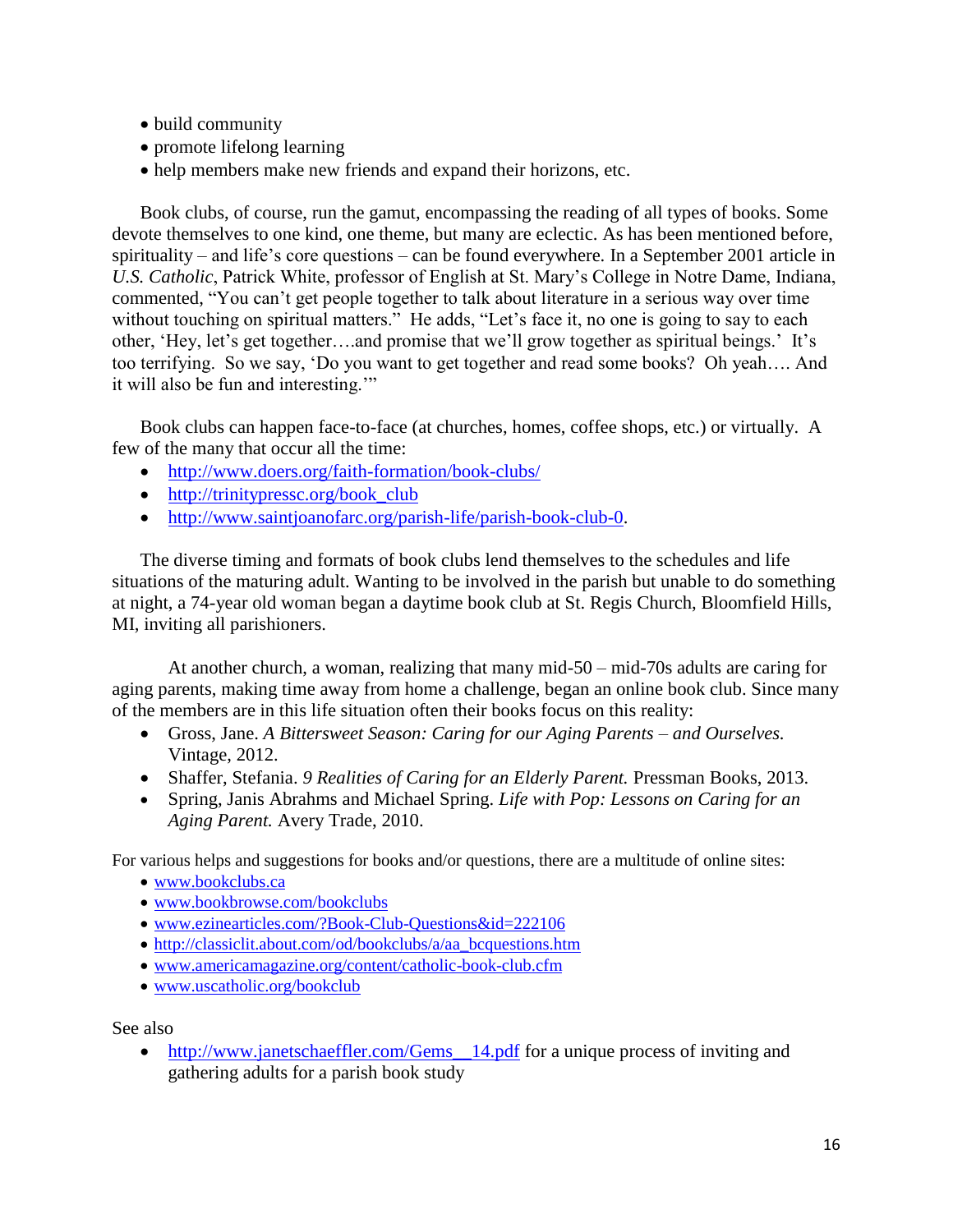- build community
- promote lifelong learning
- help members make new friends and expand their horizons, etc.

Book clubs, of course, run the gamut, encompassing the reading of all types of books. Some devote themselves to one kind, one theme, but many are eclectic. As has been mentioned before, spirituality – and life's core questions – can be found everywhere. In a September 2001 article in *U.S. Catholic*, Patrick White, professor of English at St. Mary's College in Notre Dame, Indiana, commented, "You can't get people together to talk about literature in a serious way over time without touching on spiritual matters." He adds, "Let's face it, no one is going to say to each other, 'Hey, let's get together….and promise that we'll grow together as spiritual beings.' It's too terrifying. So we say, 'Do you want to get together and read some books? Oh yeah…. And it will also be fun and interesting.'"

Book clubs can happen face-to-face (at churches, homes, coffee shops, etc.) or virtually. A few of the many that occur all the time:

- http://www.doers.org/faith-formation/book-clubs/
- http://trinitypressc.org/book_club
- http://www.saintjoanofarc.org/parish-life/parish-book-club-0.

The diverse timing and formats of book clubs lend themselves to the schedules and life situations of the maturing adult. Wanting to be involved in the parish but unable to do something at night, a 74-year old woman began a daytime book club at St. Regis Church, Bloomfield Hills, MI, inviting all parishioners.

At another church, a woman, realizing that many mid-50 – mid-70s adults are caring for aging parents, making time away from home a challenge, began an online book club. Since many of the members are in this life situation often their books focus on this reality:

- Gross, Jane. *A Bittersweet Season: Caring for our Aging Parents – and Ourselves.* Vintage, 2012.
- Shaffer, Stefania. *9 Realities of Caring for an Elderly Parent.* Pressman Books, 2013.
- Spring, Janis Abrahms and Michael Spring. *Life with Pop: Lessons on Caring for an Aging Parent.* Avery Trade, 2010.

For various helps and suggestions for books and/or questions, there are a multitude of online sites:

- www.bookclubs.ca
- www.bookbrowse.com/bookclubs
- www.ezinearticles.com/?Book-Club-Questions&id=222106
- http://classiclit.about.com/od/bookclubs/a/aa_bcquestions.htm
- www.americamagazine.org/content/catholic-book-club.cfm
- www.uscatholic.org/bookclub

See also

- http://www.janetschaeffler.com/Gems__14.pdf for a unique process of inviting and gathering adults for a parish book study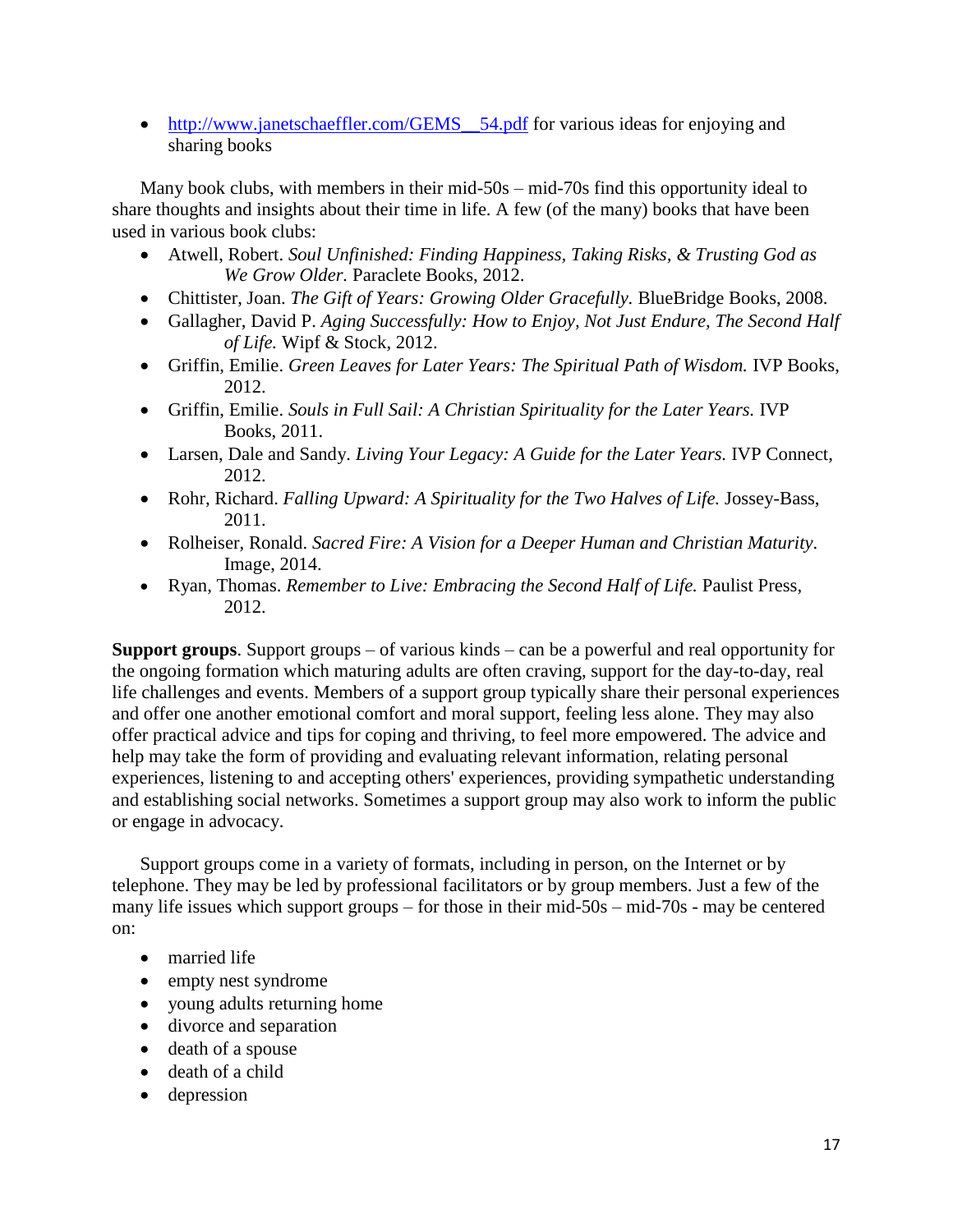- http://www.janetschaeffler.com/GEMS__54.pdf for various ideas for enjoying and sharing books

Many book clubs, with members in their mid-50s – mid-70s find this opportunity ideal to share thoughts and insights about their time in life. A few (of the many) books that have been used in various book clubs:

- Atwell, Robert. *Soul Unfinished: Finding Happiness, Taking Risks, & Trusting God as We Grow Older.* Paraclete Books, 2012.
- Chittister, Joan. *The Gift of Years: Growing Older Gracefully.* BlueBridge Books, 2008.
- Gallagher, David P. *Aging Successfully: How to Enjoy, Not Just Endure, The Second Half of Life.* Wipf & Stock, 2012.
- Griffin, Emilie. *Green Leaves for Later Years: The Spiritual Path of Wisdom.* IVP Books, 2012.
- Griffin, Emilie. *Souls in Full Sail: A Christian Spirituality for the Later Years.* IVP Books, 2011.
- Larsen, Dale and Sandy. *Living Your Legacy: A Guide for the Later Years.* IVP Connect, 2012.
- Rohr, Richard. *Falling Upward: A Spirituality for the Two Halves of Life.* Jossey-Bass, 2011.
- Rolheiser, Ronald. *Sacred Fire: A Vision for a Deeper Human and Christian Maturity*. Image, 2014.
- Ryan, Thomas. *Remember to Live: Embracing the Second Half of Life.* Paulist Press, 2012.

**Support groups**. Support groups – of various kinds – can be a powerful and real opportunity for the ongoing formation which maturing adults are often craving, support for the day-to-day, real life challenges and events. Members of a support group typically share their personal experiences and offer one another emotional comfort and moral support, feeling less alone. They may also offer practical advice and tips for coping and thriving, to feel more empowered. The advice and help may take the form of providing and evaluating relevant information, relating personal experiences, listening to and accepting others' experiences, providing sympathetic understanding and establishing social networks. Sometimes a support group may also work to inform the public or engage in advocacy.

Support groups come in a variety of formats, including in person, on the Internet or by telephone. They may be led by professional facilitators or by group members. Just a few of the many life issues which support groups – for those in their mid-50s – mid-70s - may be centered on:

- married life
- empty nest syndrome
- young adults returning home
- divorce and separation
- death of a spouse
- death of a child
- depression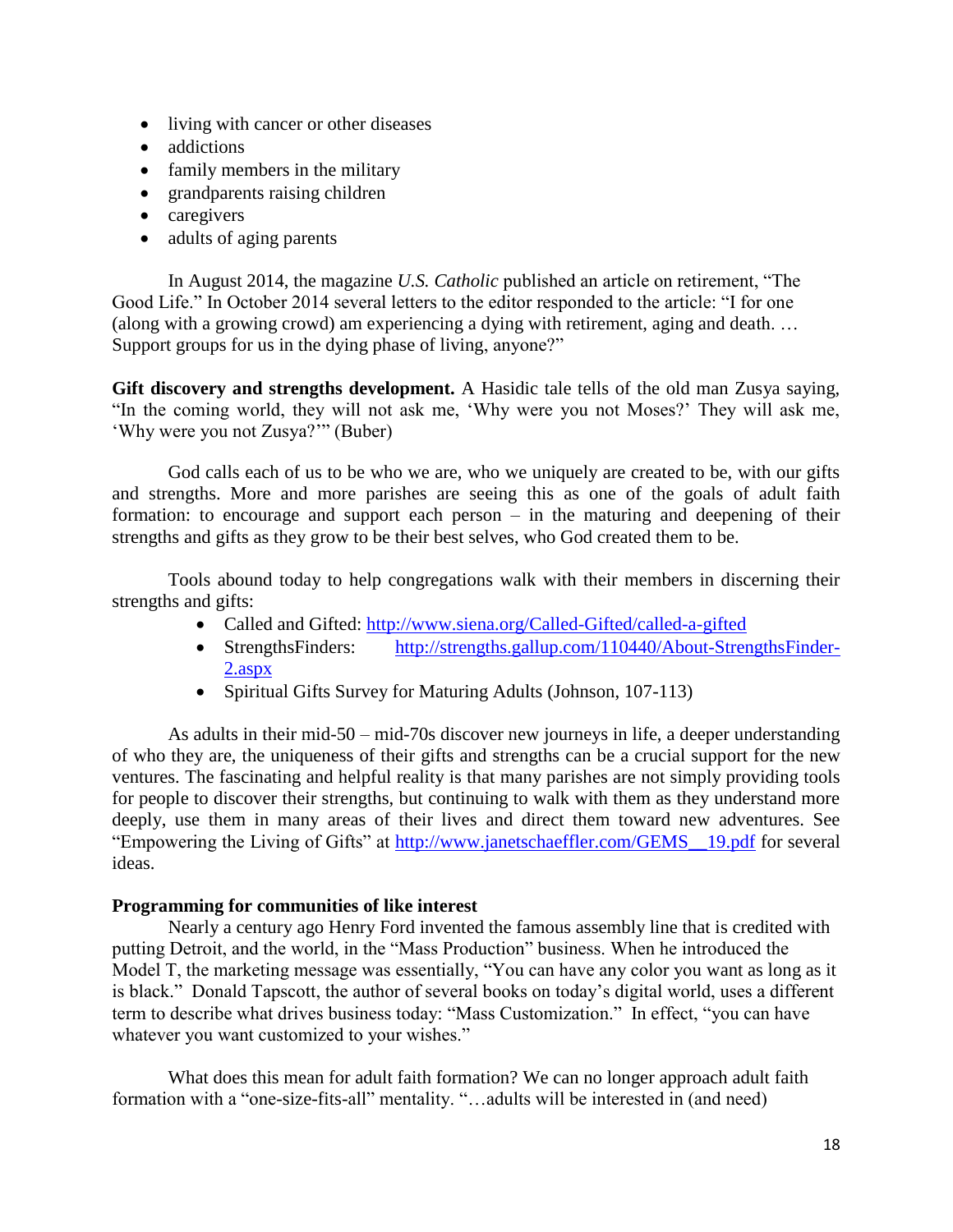- living with cancer or other diseases
- addictions
- family members in the military
- grandparents raising children
- caregivers
- adults of aging parents

In August 2014, the magazine *U.S. Catholic* published an article on retirement, "The Good Life." In October 2014 several letters to the editor responded to the article: "I for one (along with a growing crowd) am experiencing a dying with retirement, aging and death. … Support groups for us in the dying phase of living, anyone?"

**Gift discovery and strengths development.** A Hasidic tale tells of the old man Zusya saying, "In the coming world, they will not ask me, 'Why were you not Moses?' They will ask me, 'Why were you not Zusya?'" (Buber)

God calls each of us to be who we are, who we uniquely are created to be, with our gifts and strengths. More and more parishes are seeing this as one of the goals of adult faith formation: to encourage and support each person – in the maturing and deepening of their strengths and gifts as they grow to be their best selves, who God created them to be.

Tools abound today to help congregations walk with their members in discerning their strengths and gifts:

- Called and Gifted: [http://www.siena.org/Called-Gifted/called-a-gifted](http://www.siena.org/Called-Gifted/called-a-gifted)
- StrengthsFinders: [http://strengths.gallup.com/110440/About-StrengthsFinder-2.aspx](http://strengths.gallup.com/110440/About-StrengthsFinder-2.aspx)
- Spiritual Gifts Survey for Maturing Adults (Johnson, 107-113)

As adults in their mid-50 – mid-70s discover new journeys in life, a deeper understanding of who they are, the uniqueness of their gifts and strengths can be a crucial support for the new ventures. The fascinating and helpful reality is that many parishes are not simply providing tools for people to discover their strengths, but continuing to walk with them as they understand more deeply, use them in many areas of their lives and direct them toward new adventures. See "Empowering the Living of Gifts" at [http://www.janetschaeffler.com/GEMS__19.pdf](http://www.janetschaeffler.com/GEMS__19.pdf) for several ideas.

**Programming for communities of like interest**

Nearly a century ago Henry Ford invented the famous assembly line that is credited with putting Detroit, and the world, in the "Mass Production" business. When he introduced the Model T, the marketing message was essentially, "You can have any color you want as long as it is black." Donald Tapscott, the author of several books on today's digital world, uses a different term to describe what drives business today: "Mass Customization." In effect, "you can have whatever you want customized to your wishes."

What does this mean for adult faith formation? We can no longer approach adult faith formation with a "one-size-fits-all" mentality. "…adults will be interested in (and need)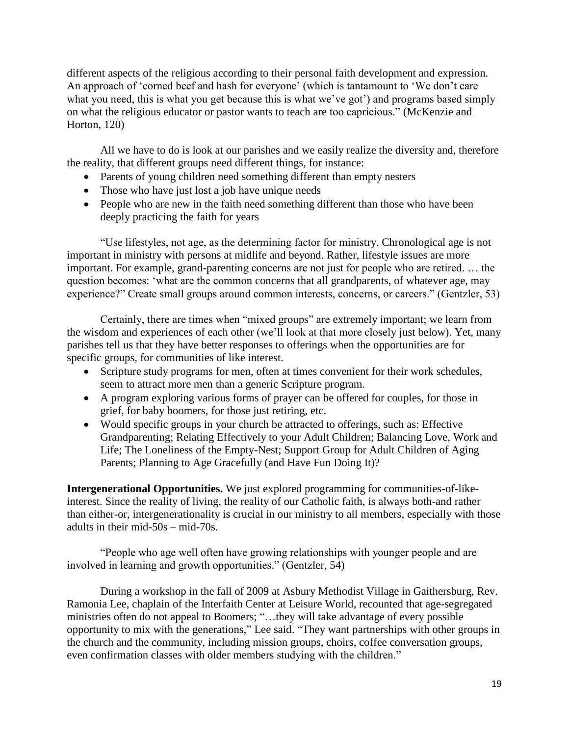different aspects of the religious according to their personal faith development and expression. An approach of 'corned beef and hash for everyone' (which is tantamount to 'We don't care what you need, this is what you get because this is what we've got') and programs based simply on what the religious educator or pastor wants to teach are too capricious." (McKenzie and Horton, 120)

All we have to do is look at our parishes and we easily realize the diversity and, therefore the reality, that different groups need different things, for instance:

- Parents of young children need something different than empty nesters
- Those who have just lost a job have unique needs
- People who are new in the faith need something different than those who have been deeply practicing the faith for years

"Use lifestyles, not age, as the determining factor for ministry. Chronological age is not important in ministry with persons at midlife and beyond. Rather, lifestyle issues are more important. For example, grand-parenting concerns are not just for people who are retired. … the question becomes: 'what are the common concerns that all grandparents, of whatever age, may experience?" Create small groups around common interests, concerns, or careers." (Gentzler, 53)

Certainly, there are times when "mixed groups" are extremely important; we learn from the wisdom and experiences of each other (we'll look at that more closely just below). Yet, many parishes tell us that they have better responses to offerings when the opportunities are for specific groups, for communities of like interest.

- Scripture study programs for men, often at times convenient for their work schedules, seem to attract more men than a generic Scripture program.
- A program exploring various forms of prayer can be offered for couples, for those in grief, for baby boomers, for those just retiring, etc.
- Would specific groups in your church be attracted to offerings, such as: Effective Grandparenting; Relating Effectively to your Adult Children; Balancing Love, Work and Life; The Loneliness of the Empty-Nest; Support Group for Adult Children of Aging Parents; Planning to Age Gracefully (and Have Fun Doing It)?

**Intergenerational Opportunities.** We just explored programming for communities-of-like-interest. Since the reality of living, the reality of our Catholic faith, is always both-and rather than either-or, intergenerationality is crucial in our ministry to all members, especially with those adults in their mid-50s – mid-70s.

"People who age well often have growing relationships with younger people and are involved in learning and growth opportunities." (Gentzler, 54)

During a workshop in the fall of 2009 at Asbury Methodist Village in Gaithersburg, Rev. Ramonia Lee, chaplain of the Interfaith Center at Leisure World, recounted that age-segregated ministries often do not appeal to Boomers; "…they will take advantage of every possible opportunity to mix with the generations," Lee said. "They want partnerships with other groups in the church and the community, including mission groups, choirs, coffee conversation groups, even confirmation classes with older members studying with the children."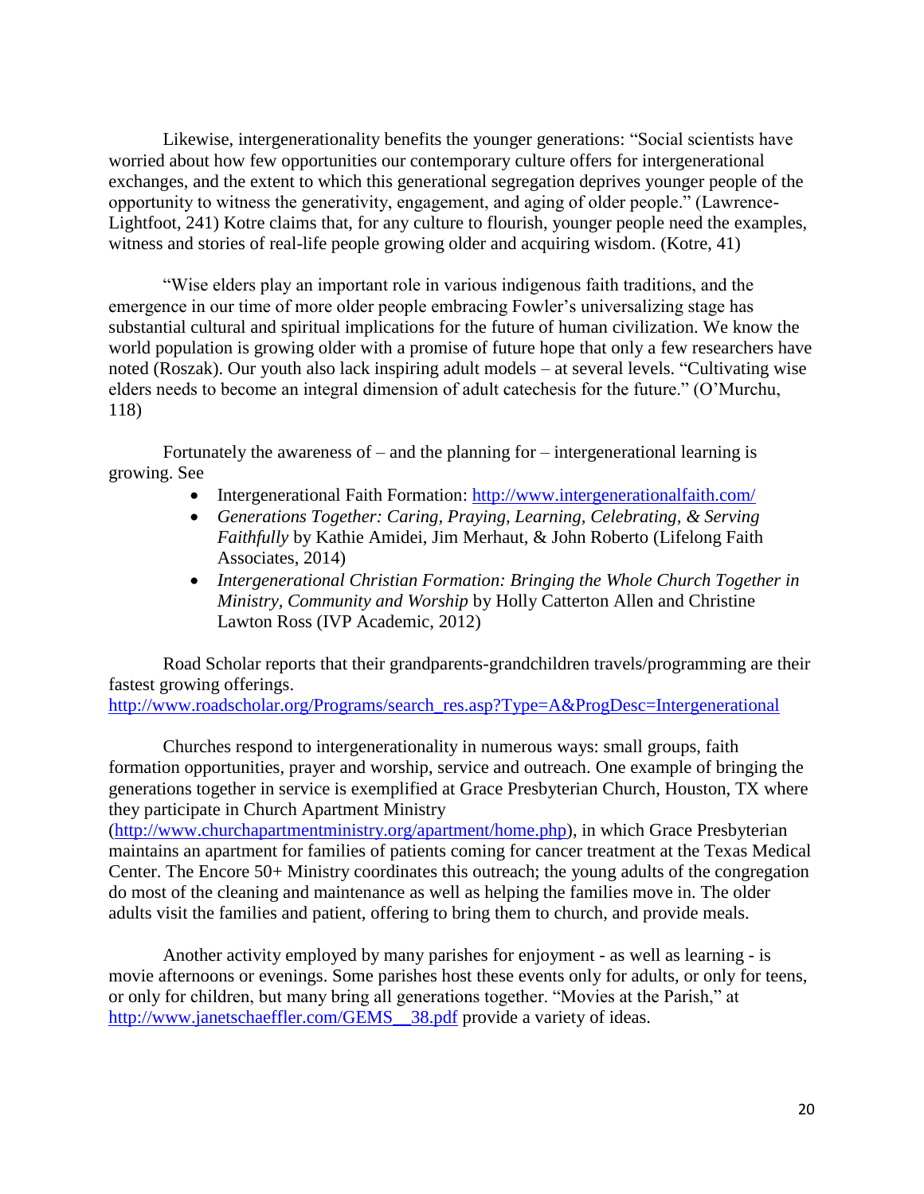Likewise, intergenerationality benefits the younger generations: "Social scientists have worried about how few opportunities our contemporary culture offers for intergenerational exchanges, and the extent to which this generational segregation deprives younger people of the opportunity to witness the generativity, engagement, and aging of older people." (Lawrence-Lightfoot, 241) Kotre claims that, for any culture to flourish, younger people need the examples, witness and stories of real-life people growing older and acquiring wisdom. (Kotre, 41)

"Wise elders play an important role in various indigenous faith traditions, and the emergence in our time of more older people embracing Fowler's universalizing stage has substantial cultural and spiritual implications for the future of human civilization. We know the world population is growing older with a promise of future hope that only a few researchers have noted (Roszak). Our youth also lack inspiring adult models – at several levels. "Cultivating wise elders needs to become an integral dimension of adult catechesis for the future." (O'Murchu, 118)

Fortunately the awareness of – and the planning for – intergenerational learning is growing. See

- Intergenerational Faith Formation: http://www.intergenerationalfaith.com/
- *Generations Together: Caring, Praying, Learning, Celebrating, & Serving Faithfully* by Kathie Amidei, Jim Merhaut, & John Roberto (Lifelong Faith Associates, 2014)
- *Intergenerational Christian Formation: Bringing the Whole Church Together in Ministry, Community and Worship* by Holly Catterton Allen and Christine Lawton Ross (IVP Academic, 2012)

Road Scholar reports that their grandparents-grandchildren travels/programming are their fastest growing offerings.
http://www.roadscholar.org/Programs/search_res.asp?Type=A&ProgDesc=Intergenerational

Churches respond to intergenerationality in numerous ways: small groups, faith formation opportunities, prayer and worship, service and outreach. One example of bringing the generations together in service is exemplified at Grace Presbyterian Church, Houston, TX where they participate in Church Apartment Ministry (http://www.churchapartmentministry.org/apartment/home.php), in which Grace Presbyterian maintains an apartment for families of patients coming for cancer treatment at the Texas Medical Center. The Encore 50+ Ministry coordinates this outreach; the young adults of the congregation do most of the cleaning and maintenance as well as helping the families move in. The older adults visit the families and patient, offering to bring them to church, and provide meals.

Another activity employed by many parishes for enjoyment - as well as learning - is movie afternoons or evenings. Some parishes host these events only for adults, or only for teens, or only for children, but many bring all generations together. "Movies at the Parish," at http://www.janetschaeffler.com/GEMS__38.pdf provide a variety of ideas.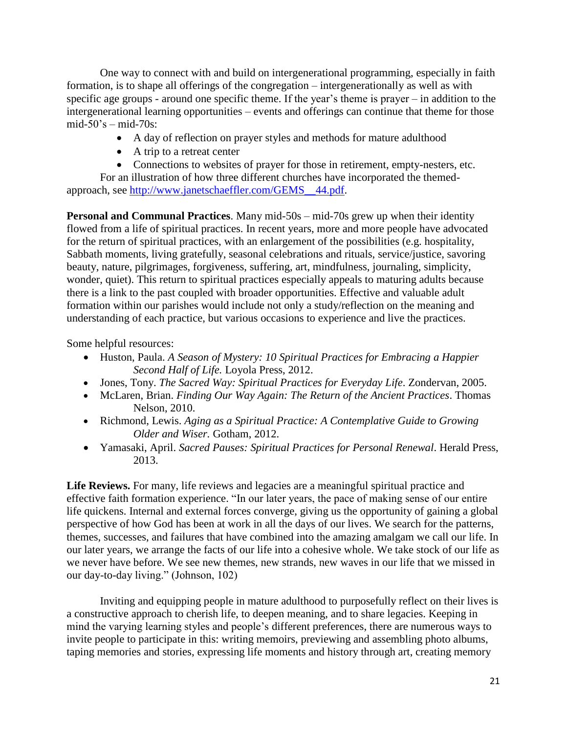One way to connect with and build on intergenerational programming, especially in faith formation, is to shape all offerings of the congregation – intergenerationally as well as with specific age groups - around one specific theme. If the year's theme is prayer – in addition to the intergenerational learning opportunities – events and offerings can continue that theme for those mid-50's – mid-70s:

- A day of reflection on prayer styles and methods for mature adulthood
- A trip to a retreat center
- Connections to websites of prayer for those in retirement, empty-nesters, etc.

For an illustration of how three different churches have incorporated the themed-approach, see [http://www.janetschaeffler.com/GEMS__44.pdf](http://www.janetschaeffler.com/GEMS__44.pdf).

**Personal and Communal Practices**. Many mid-50s – mid-70s grew up when their identity flowed from a life of spiritual practices. In recent years, more and more people have advocated for the return of spiritual practices, with an enlargement of the possibilities (e.g. hospitality, Sabbath moments, living gratefully, seasonal celebrations and rituals, service/justice, savoring beauty, nature, pilgrimages, forgiveness, suffering, art, mindfulness, journaling, simplicity, wonder, quiet). This return to spiritual practices especially appeals to maturing adults because there is a link to the past coupled with broader opportunities. Effective and valuable adult formation within our parishes would include not only a study/reflection on the meaning and understanding of each practice, but various occasions to experience and live the practices.

Some helpful resources:

- Huston, Paula. *A Season of Mystery: 10 Spiritual Practices for Embracing a Happier Second Half of Life.* Loyola Press, 2012.
- Jones, Tony. *The Sacred Way: Spiritual Practices for Everyday Life*. Zondervan, 2005.
- McLaren, Brian. *Finding Our Way Again: The Return of the Ancient Practices*. Thomas Nelson, 2010.
- Richmond, Lewis. *Aging as a Spiritual Practice: A Contemplative Guide to Growing Older and Wiser.* Gotham, 2012.
- Yamasaki, April. *Sacred Pauses: Spiritual Practices for Personal Renewal*. Herald Press, 2013.

**Life Reviews.** For many, life reviews and legacies are a meaningful spiritual practice and effective faith formation experience. "In our later years, the pace of making sense of our entire life quickens. Internal and external forces converge, giving us the opportunity of gaining a global perspective of how God has been at work in all the days of our lives. We search for the patterns, themes, successes, and failures that have combined into the amazing amalgam we call our life. In our later years, we arrange the facts of our life into a cohesive whole. We take stock of our life as we never have before. We see new themes, new strands, new waves in our life that we missed in our day-to-day living." (Johnson, 102)

Inviting and equipping people in mature adulthood to purposefully reflect on their lives is a constructive approach to cherish life, to deepen meaning, and to share legacies. Keeping in mind the varying learning styles and people's different preferences, there are numerous ways to invite people to participate in this: writing memoirs, previewing and assembling photo albums, taping memories and stories, expressing life moments and history through art, creating memory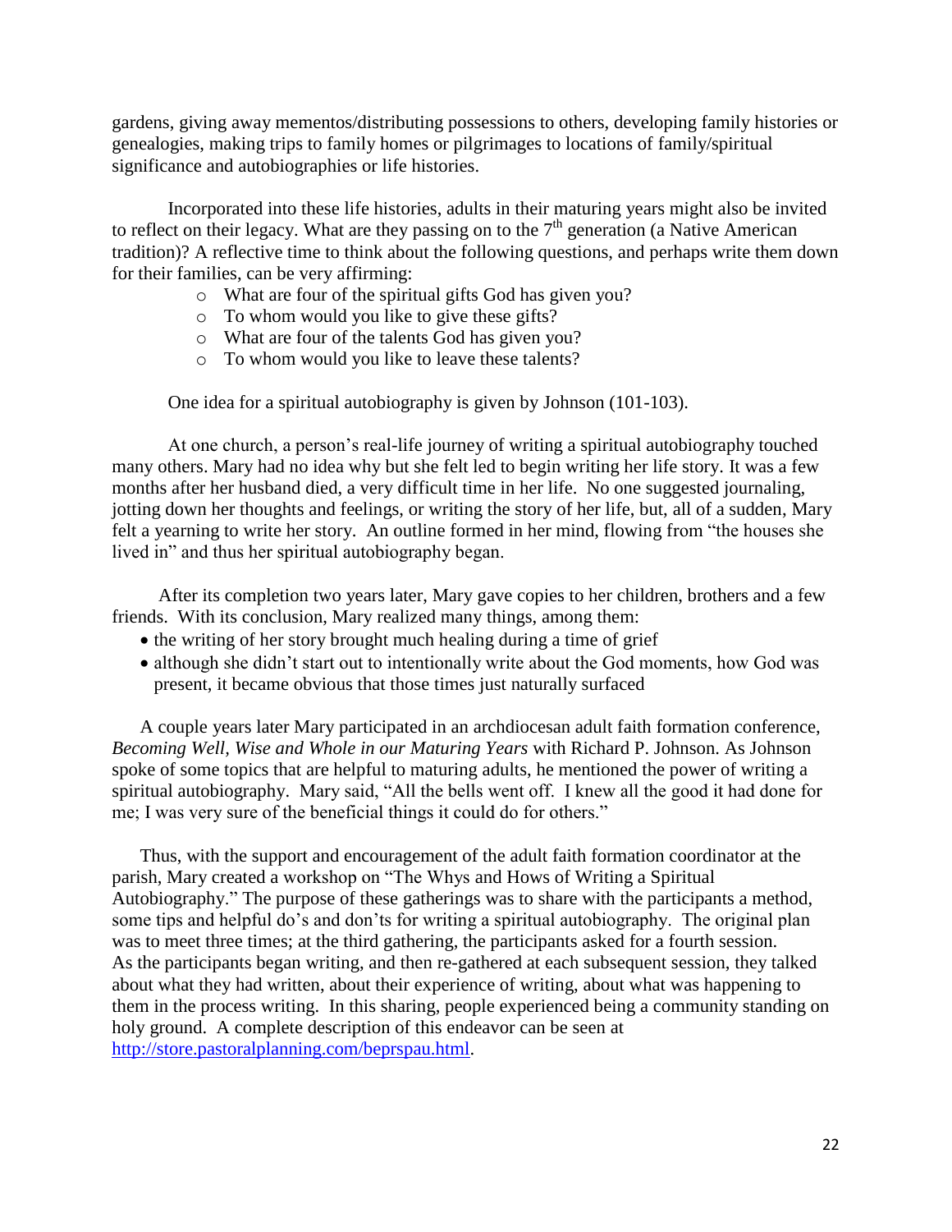gardens, giving away mementos/distributing possessions to others, developing family histories or genealogies, making trips to family homes or pilgrimages to locations of family/spiritual significance and autobiographies or life histories.

Incorporated into these life histories, adults in their maturing years might also be invited to reflect on their legacy. What are they passing on to the 7th generation (a Native American tradition)? A reflective time to think about the following questions, and perhaps write them down for their families, can be very affirming:

- What are four of the spiritual gifts God has given you?
- To whom would you like to give these gifts?
- What are four of the talents God has given you?
- To whom would you like to leave these talents?

One idea for a spiritual autobiography is given by Johnson (101-103).

At one church, a person's real-life journey of writing a spiritual autobiography touched many others. Mary had no idea why but she felt led to begin writing her life story. It was a few months after her husband died, a very difficult time in her life. No one suggested journaling, jotting down her thoughts and feelings, or writing the story of her life, but, all of a sudden, Mary felt a yearning to write her story. An outline formed in her mind, flowing from "the houses she lived in" and thus her spiritual autobiography began.

After its completion two years later, Mary gave copies to her children, brothers and a few friends. With its conclusion, Mary realized many things, among them:

- the writing of her story brought much healing during a time of grief
- although she didn't start out to intentionally write about the God moments, how God was present, it became obvious that those times just naturally surfaced

A couple years later Mary participated in an archdiocesan adult faith formation conference, *Becoming Well, Wise and Whole in our Maturing Years* with Richard P. Johnson. As Johnson spoke of some topics that are helpful to maturing adults, he mentioned the power of writing a spiritual autobiography. Mary said, "All the bells went off. I knew all the good it had done for me; I was very sure of the beneficial things it could do for others."

Thus, with the support and encouragement of the adult faith formation coordinator at the parish, Mary created a workshop on "The Whys and Hows of Writing a Spiritual Autobiography." The purpose of these gatherings was to share with the participants a method, some tips and helpful do's and don'ts for writing a spiritual autobiography. The original plan was to meet three times; at the third gathering, the participants asked for a fourth session. As the participants began writing, and then re-gathered at each subsequent session, they talked about what they had written, about their experience of writing, about what was happening to them in the process writing. In this sharing, people experienced being a community standing on holy ground. A complete description of this endeavor can be seen at http://store.pastoralplanning.com/beprspau.html.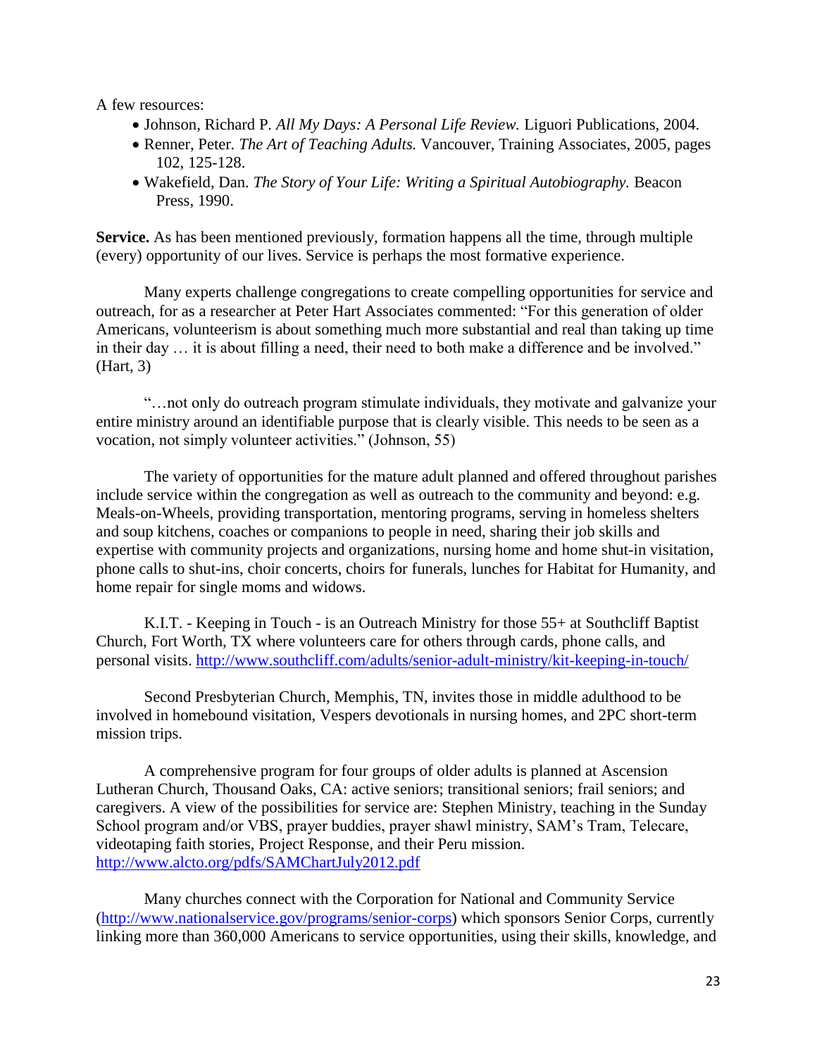A few resources:

- Johnson, Richard P. *All My Days: A Personal Life Review.* Liguori Publications, 2004.
- Renner, Peter. *The Art of Teaching Adults.* Vancouver, Training Associates, 2005, pages 102, 125-128.
- Wakefield, Dan. *The Story of Your Life: Writing a Spiritual Autobiography.* Beacon Press, 1990.

**Service.** As has been mentioned previously, formation happens all the time, through multiple (every) opportunity of our lives. Service is perhaps the most formative experience.

Many experts challenge congregations to create compelling opportunities for service and outreach, for as a researcher at Peter Hart Associates commented: "For this generation of older Americans, volunteerism is about something much more substantial and real than taking up time in their day … it is about filling a need, their need to both make a difference and be involved." (Hart, 3)

"…not only do outreach program stimulate individuals, they motivate and galvanize your entire ministry around an identifiable purpose that is clearly visible. This needs to be seen as a vocation, not simply volunteer activities." (Johnson, 55)

The variety of opportunities for the mature adult planned and offered throughout parishes include service within the congregation as well as outreach to the community and beyond: e.g. Meals-on-Wheels, providing transportation, mentoring programs, serving in homeless shelters and soup kitchens, coaches or companions to people in need, sharing their job skills and expertise with community projects and organizations, nursing home and home shut-in visitation, phone calls to shut-ins, choir concerts, choirs for funerals, lunches for Habitat for Humanity, and home repair for single moms and widows.

K.I.T. - Keeping in Touch - is an Outreach Ministry for those 55+ at Southcliff Baptist Church, Fort Worth, TX where volunteers care for others through cards, phone calls, and personal visits. http://www.southcliff.com/adults/senior-adult-ministry/kit-keeping-in-touch/

Second Presbyterian Church, Memphis, TN, invites those in middle adulthood to be involved in homebound visitation, Vespers devotionals in nursing homes, and 2PC short-term mission trips.

A comprehensive program for four groups of older adults is planned at Ascension Lutheran Church, Thousand Oaks, CA: active seniors; transitional seniors; frail seniors; and caregivers. A view of the possibilities for service are: Stephen Ministry, teaching in the Sunday School program and/or VBS, prayer buddies, prayer shawl ministry, SAM's Tram, Telecare, videotaping faith stories, Project Response, and their Peru mission. http://www.alcto.org/pdfs/SAMChartJuly2012.pdf

Many churches connect with the Corporation for National and Community Service (http://www.nationalservice.gov/programs/senior-corps) which sponsors Senior Corps, currently linking more than 360,000 Americans to service opportunities, using their skills, knowledge, and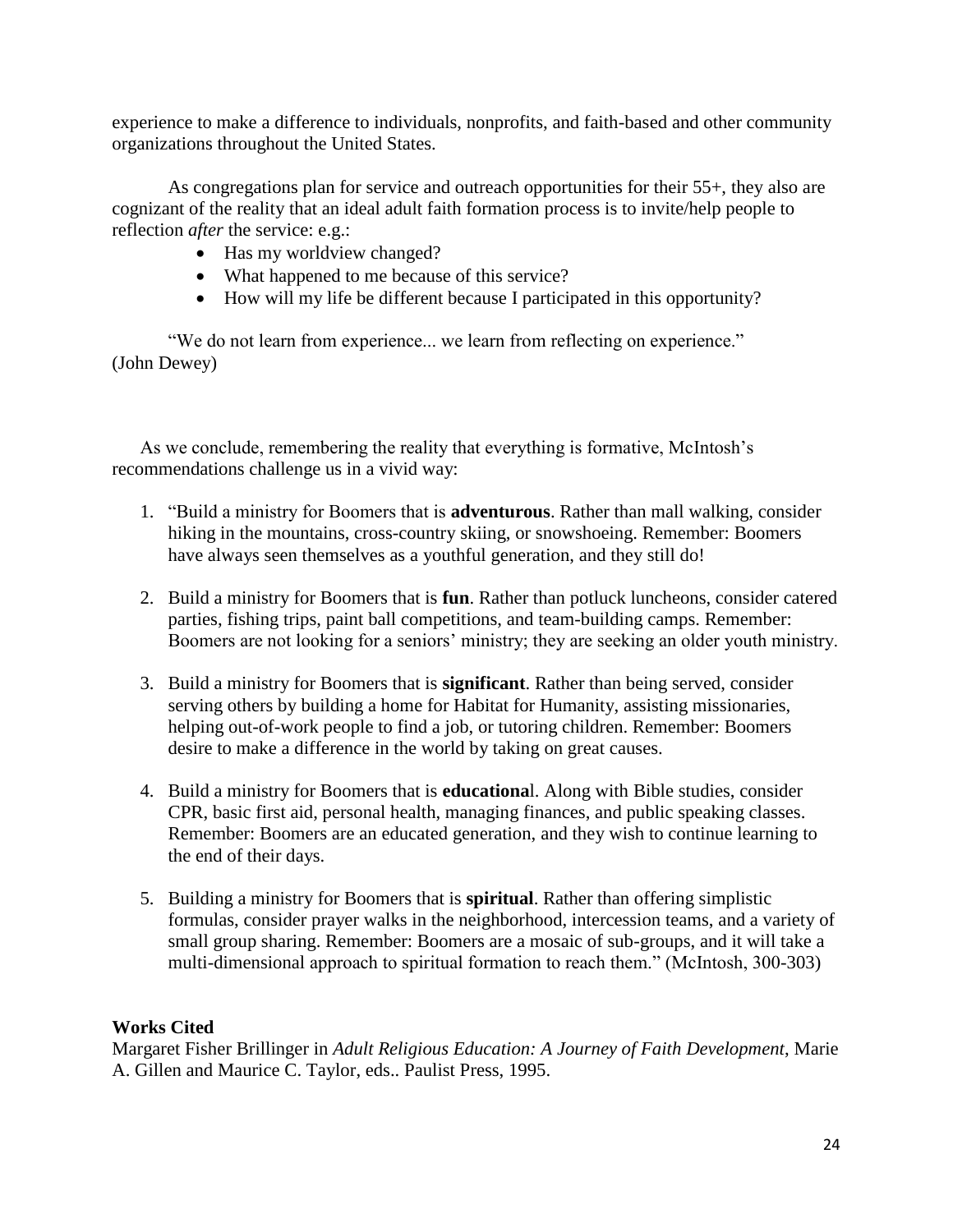experience to make a difference to individuals, nonprofits, and faith-based and other community organizations throughout the United States.

As congregations plan for service and outreach opportunities for their 55+, they also are cognizant of the reality that an ideal adult faith formation process is to invite/help people to reflection *after* the service: e.g.:

- Has my worldview changed?
- What happened to me because of this service?
- How will my life be different because I participated in this opportunity?

"We do not learn from experience... we learn from reflecting on experience." (John Dewey)

As we conclude, remembering the reality that everything is formative, McIntosh's recommendations challenge us in a vivid way:

1. "Build a ministry for Boomers that is **adventurous**. Rather than mall walking, consider hiking in the mountains, cross-country skiing, or snowshoeing. Remember: Boomers have always seen themselves as a youthful generation, and they still do!

2. Build a ministry for Boomers that is **fun**. Rather than potluck luncheons, consider catered parties, fishing trips, paint ball competitions, and team-building camps. Remember: Boomers are not looking for a seniors' ministry; they are seeking an older youth ministry.

3. Build a ministry for Boomers that is **significant**. Rather than being served, consider serving others by building a home for Habitat for Humanity, assisting missionaries, helping out-of-work people to find a job, or tutoring children. Remember: Boomers desire to make a difference in the world by taking on great causes.

4. Build a ministry for Boomers that is **educationa**l. Along with Bible studies, consider CPR, basic first aid, personal health, managing finances, and public speaking classes. Remember: Boomers are an educated generation, and they wish to continue learning to the end of their days.

5. Building a ministry for Boomers that is **spiritual**. Rather than offering simplistic formulas, consider prayer walks in the neighborhood, intercession teams, and a variety of small group sharing. Remember: Boomers are a mosaic of sub-groups, and it will take a multi-dimensional approach to spiritual formation to reach them." (McIntosh, 300-303)

**Works Cited**

Margaret Fisher Brillinger in *Adult Religious Education: A Journey of Faith Development*, Marie A. Gillen and Maurice C. Taylor, eds.. Paulist Press, 1995.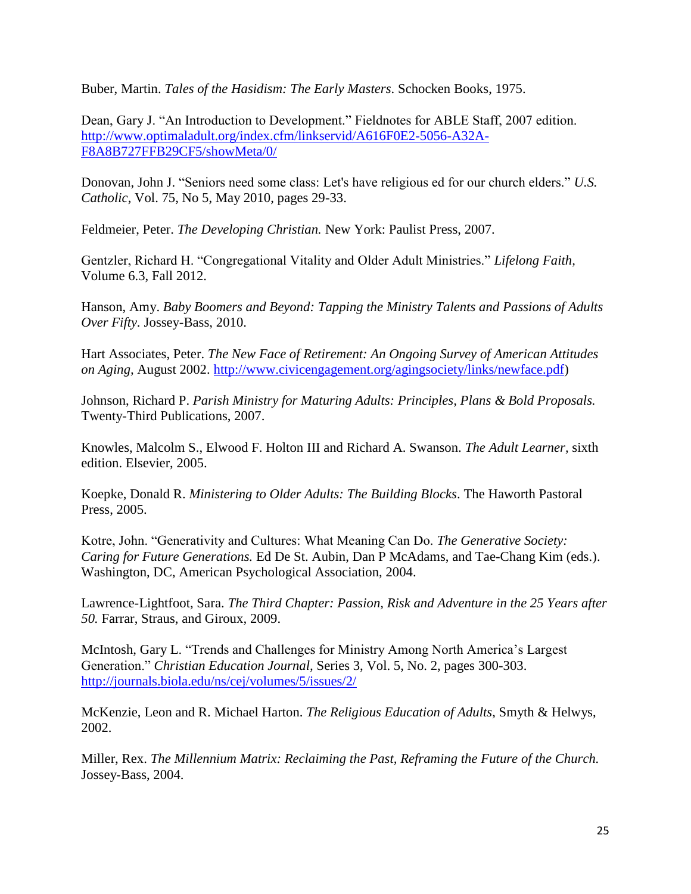Buber, Martin. *Tales of the Hasidism: The Early Masters*. Schocken Books, 1975.

Dean, Gary J. "An Introduction to Development." Fieldnotes for ABLE Staff, 2007 edition. http://www.optimaladult.org/index.cfm/linkservid/A616F0E2-5056-A32A-F8A8B727FFB29CF5/showMeta/0/

Donovan, John J. "Seniors need some class: Let's have religious ed for our church elders." *U.S. Catholic*, Vol. 75, No 5, May 2010, pages 29-33.

Feldmeier, Peter. *The Developing Christian.* New York: Paulist Press, 2007.

Gentzler, Richard H. "Congregational Vitality and Older Adult Ministries." *Lifelong Faith*, Volume 6.3, Fall 2012.

Hanson, Amy. *Baby Boomers and Beyond: Tapping the Ministry Talents and Passions of Adults Over Fifty*. Jossey-Bass, 2010.

Hart Associates, Peter. *The New Face of Retirement: An Ongoing Survey of American Attitudes on Aging*, August 2002. http://www.civicengagement.org/agingsociety/links/newface.pdf)

Johnson, Richard P. *Parish Ministry for Maturing Adults: Principles, Plans & Bold Proposals.* Twenty-Third Publications, 2007.

Knowles, Malcolm S., Elwood F. Holton III and Richard A. Swanson. *The Adult Learner*, sixth edition. Elsevier, 2005.

Koepke, Donald R. *Ministering to Older Adults: The Building Blocks*. The Haworth Pastoral Press, 2005.

Kotre, John. "Generativity and Cultures: What Meaning Can Do. *The Generative Society: Caring for Future Generations.* Ed De St. Aubin, Dan P McAdams, and Tae-Chang Kim (eds.). Washington, DC, American Psychological Association, 2004.

Lawrence-Lightfoot, Sara. *The Third Chapter: Passion, Risk and Adventure in the 25 Years after 50.* Farrar, Straus, and Giroux, 2009.

McIntosh, Gary L. "Trends and Challenges for Ministry Among North America's Largest Generation." *Christian Education Journal*, Series 3, Vol. 5, No. 2, pages 300-303. http://journals.biola.edu/ns/cej/volumes/5/issues/2/

McKenzie, Leon and R. Michael Harton. *The Religious Education of Adults*, Smyth & Helwys, 2002.

Miller, Rex. *The Millennium Matrix: Reclaiming the Past, Reframing the Future of the Church.* Jossey-Bass, 2004.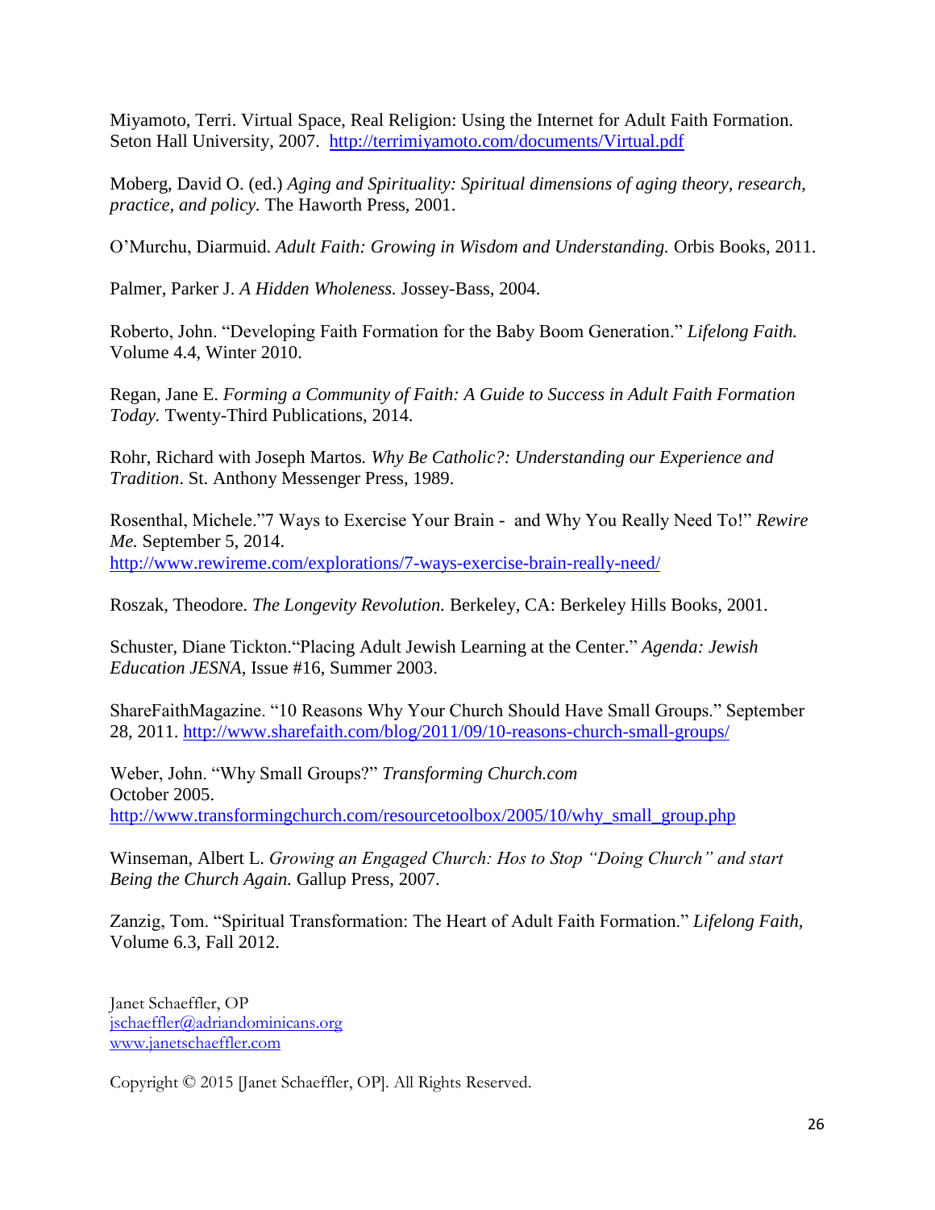Miyamoto, Terri. Virtual Space, Real Religion: Using the Internet for Adult Faith Formation. Seton Hall University, 2007. http://terrimiyamoto.com/documents/Virtual.pdf

Moberg, David O. (ed.) *Aging and Spirituality: Spiritual dimensions of aging theory, research, practice, and policy.* The Haworth Press, 2001.

O'Murchu, Diarmuid. *Adult Faith: Growing in Wisdom and Understanding.* Orbis Books, 2011.

Palmer, Parker J. *A Hidden Wholeness.* Jossey-Bass, 2004.

Roberto, John. "Developing Faith Formation for the Baby Boom Generation." *Lifelong Faith.* Volume 4.4, Winter 2010.

Regan, Jane E. *Forming a Community of Faith: A Guide to Success in Adult Faith Formation Today.* Twenty-Third Publications, 2014.

Rohr, Richard with Joseph Martos. *Why Be Catholic?: Understanding our Experience and Tradition*. St. Anthony Messenger Press, 1989.

Rosenthal, Michele."7 Ways to Exercise Your Brain - and Why You Really Need To!" *Rewire Me.* September 5, 2014. http://www.rewireme.com/explorations/7-ways-exercise-brain-really-need/

Roszak, Theodore. *The Longevity Revolution.* Berkeley, CA: Berkeley Hills Books, 2001.

Schuster, Diane Tickton."Placing Adult Jewish Learning at the Center." *Agenda: Jewish Education JESNA*, Issue #16, Summer 2003.

ShareFaithMagazine. "10 Reasons Why Your Church Should Have Small Groups." September 28, 2011. http://www.sharefaith.com/blog/2011/09/10-reasons-church-small-groups/

Weber, John. "Why Small Groups?" *Transforming Church.com* October 2005. http://www.transformingchurch.com/resourcetoolbox/2005/10/why_small_group.php

Winseman, Albert L. *Growing an Engaged Church: Hos to Stop "Doing Church" and start Being the Church Again.* Gallup Press, 2007.

Zanzig, Tom. "Spiritual Transformation: The Heart of Adult Faith Formation." *Lifelong Faith,* Volume 6.3, Fall 2012.

Janet Schaeffler, OP
jschaeffler@adriandominicans.org
www.janetschaeffler.com

Copyright © 2015 [Janet Schaeffler, OP]. All Rights Reserved.